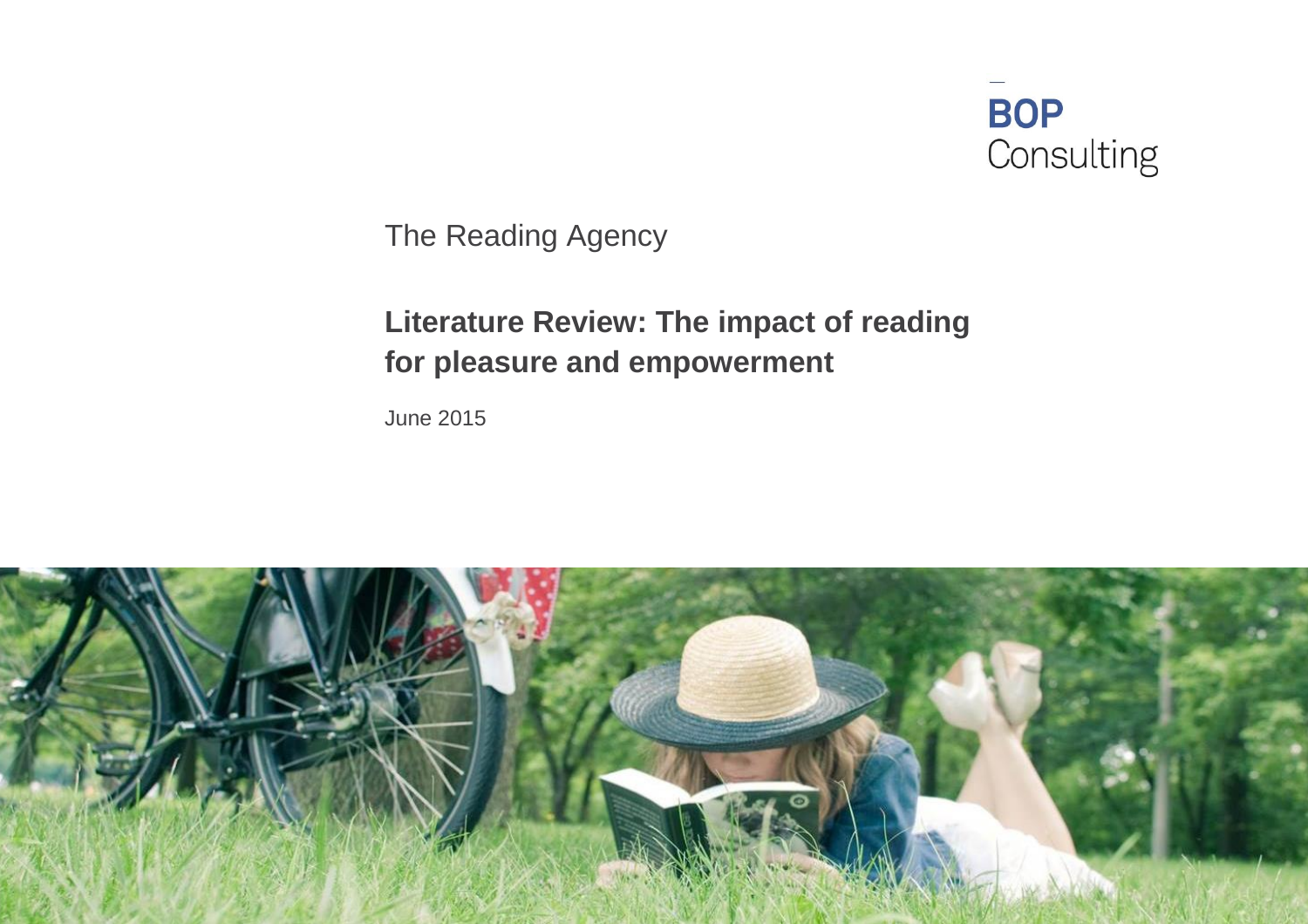BOP Consulting

The Reading Agency

# Literature Review: The impact of reading for pleasure and empowerment

June 2015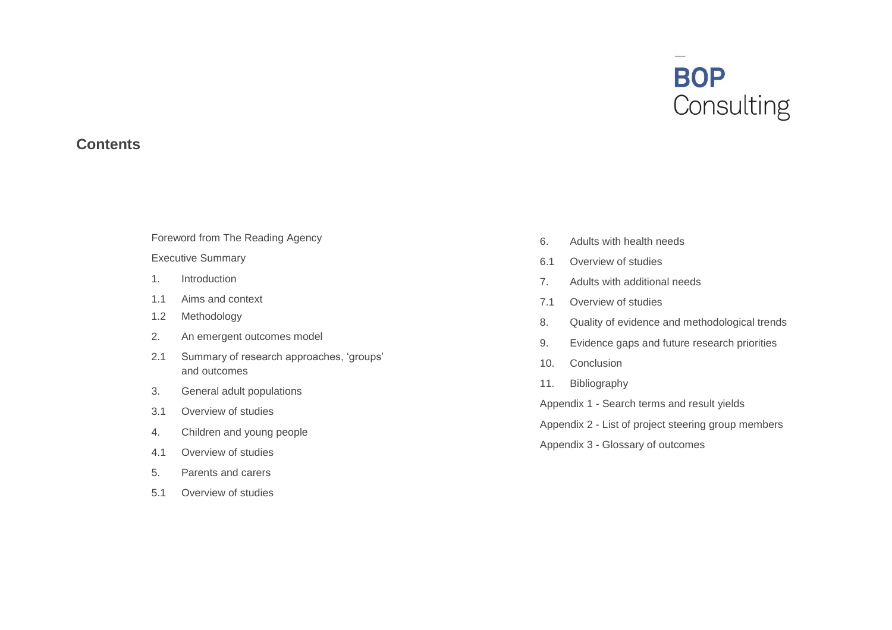BOP Consulting

## Contents

Foreword from The Reading Agency

Executive Summary

1. Introduction
1.1 Aims and context
1.2 Methodology
2. An emergent outcomes model
2.1 Summary of research approaches, 'groups' and outcomes
3. General adult populations
3.1 Overview of studies
4. Children and young people
4.1 Overview of studies
5. Parents and carers
5.1 Overview of studies
6. Adults with health needs
6.1 Overview of studies
7. Adults with additional needs
7.1 Overview of studies
8. Quality of evidence and methodological trends
9. Evidence gaps and future research priorities
10. Conclusion
11. Bibliography

Appendix 1 - Search terms and result yields

Appendix 2 - List of project steering group members

Appendix 3 - Glossary of outcomes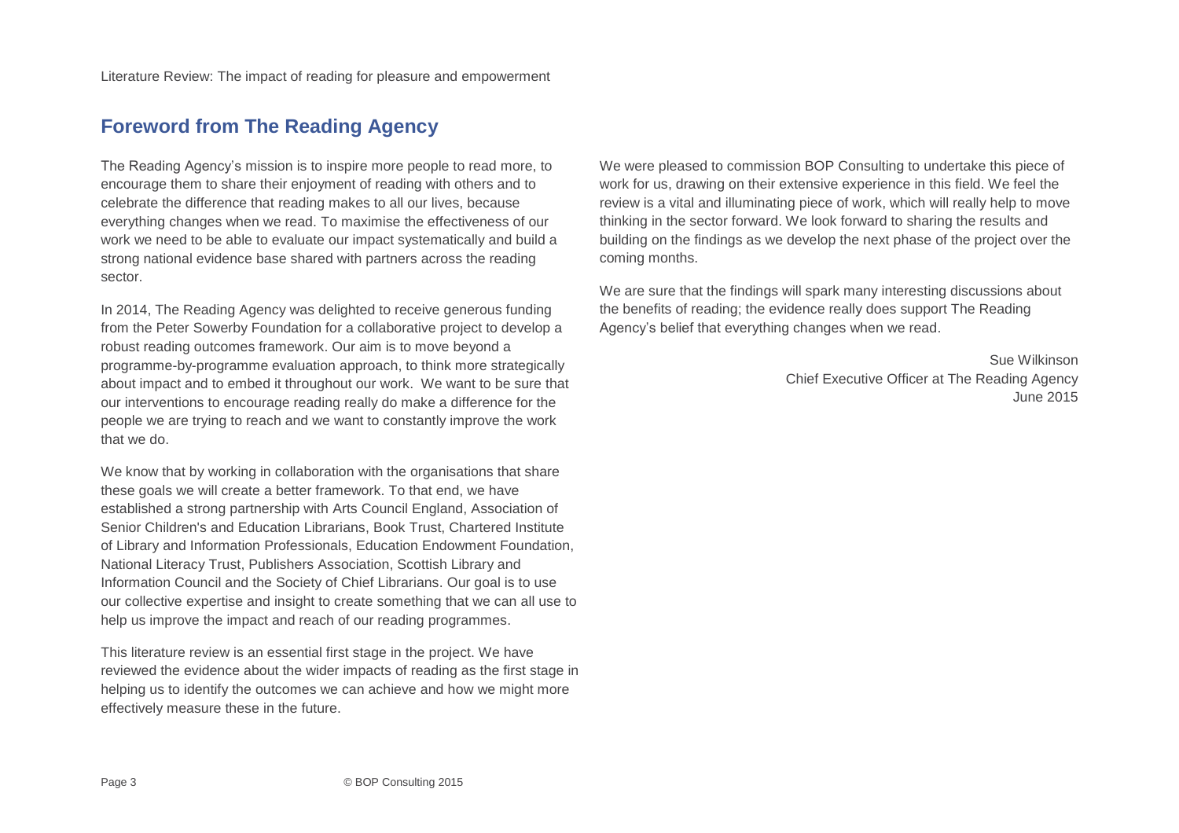## Foreword from The Reading Agency

The Reading Agency's mission is to inspire more people to read more, to encourage them to share their enjoyment of reading with others and to celebrate the difference that reading makes to all our lives, because everything changes when we read. To maximise the effectiveness of our work we need to be able to evaluate our impact systematically and build a strong national evidence base shared with partners across the reading sector.

In 2014, The Reading Agency was delighted to receive generous funding from the Peter Sowerby Foundation for a collaborative project to develop a robust reading outcomes framework. Our aim is to move beyond a programme-by-programme evaluation approach, to think more strategically about impact and to embed it throughout our work. We want to be sure that our interventions to encourage reading really do make a difference for the people we are trying to reach and we want to constantly improve the work that we do.

We know that by working in collaboration with the organisations that share these goals we will create a better framework. To that end, we have established a strong partnership with Arts Council England, Association of Senior Children's and Education Librarians, Book Trust, Chartered Institute of Library and Information Professionals, Education Endowment Foundation, National Literacy Trust, Publishers Association, Scottish Library and Information Council and the Society of Chief Librarians. Our goal is to use our collective expertise and insight to create something that we can all use to help us improve the impact and reach of our reading programmes.

This literature review is an essential first stage in the project. We have reviewed the evidence about the wider impacts of reading as the first stage in helping us to identify the outcomes we can achieve and how we might more effectively measure these in the future.

We were pleased to commission BOP Consulting to undertake this piece of work for us, drawing on their extensive experience in this field. We feel the review is a vital and illuminating piece of work, which will really help to move thinking in the sector forward. We look forward to sharing the results and building on the findings as we develop the next phase of the project over the coming months.

We are sure that the findings will spark many interesting discussions about the benefits of reading; the evidence really does support The Reading Agency's belief that everything changes when we read.

Sue Wilkinson
Chief Executive Officer at The Reading Agency
June 2015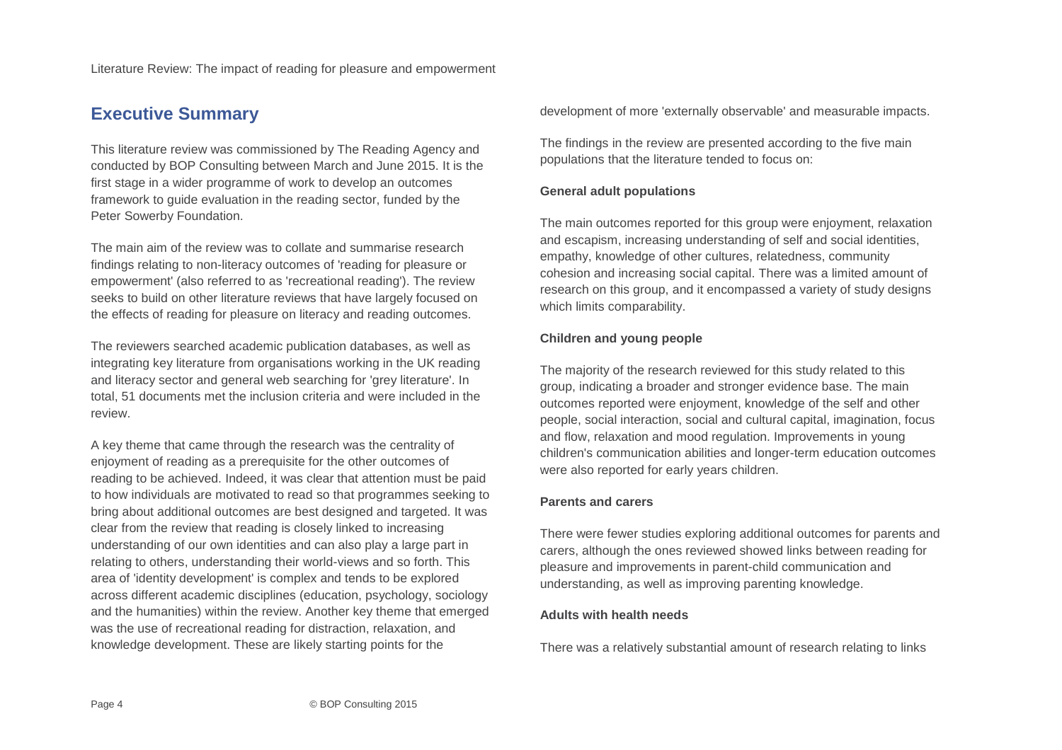## Executive Summary

This literature review was commissioned by The Reading Agency and conducted by BOP Consulting between March and June 2015. It is the first stage in a wider programme of work to develop an outcomes framework to guide evaluation in the reading sector, funded by the Peter Sowerby Foundation.

The main aim of the review was to collate and summarise research findings relating to non-literacy outcomes of 'reading for pleasure or empowerment' (also referred to as 'recreational reading'). The review seeks to build on other literature reviews that have largely focused on the effects of reading for pleasure on literacy and reading outcomes.

The reviewers searched academic publication databases, as well as integrating key literature from organisations working in the UK reading and literacy sector and general web searching for 'grey literature'. In total, 51 documents met the inclusion criteria and were included in the review.

A key theme that came through the research was the centrality of enjoyment of reading as a prerequisite for the other outcomes of reading to be achieved. Indeed, it was clear that attention must be paid to how individuals are motivated to read so that programmes seeking to bring about additional outcomes are best designed and targeted. It was clear from the review that reading is closely linked to increasing understanding of our own identities and can also play a large part in relating to others, understanding their world-views and so forth. This area of 'identity development' is complex and tends to be explored across different academic disciplines (education, psychology, sociology and the humanities) within the review. Another key theme that emerged was the use of recreational reading for distraction, relaxation, and knowledge development. These are likely starting points for the development of more 'externally observable' and measurable impacts.

The findings in the review are presented according to the five main populations that the literature tended to focus on:

**General adult populations**

The main outcomes reported for this group were enjoyment, relaxation and escapism, increasing understanding of self and social identities, empathy, knowledge of other cultures, relatedness, community cohesion and increasing social capital. There was a limited amount of research on this group, and it encompassed a variety of study designs which limits comparability.

**Children and young people**

The majority of the research reviewed for this study related to this group, indicating a broader and stronger evidence base. The main outcomes reported were enjoyment, knowledge of the self and other people, social interaction, social and cultural capital, imagination, focus and flow, relaxation and mood regulation. Improvements in young children's communication abilities and longer-term education outcomes were also reported for early years children.

**Parents and carers**

There were fewer studies exploring additional outcomes for parents and carers, although the ones reviewed showed links between reading for pleasure and improvements in parent-child communication and understanding, as well as improving parenting knowledge.

**Adults with health needs**

There was a relatively substantial amount of research relating to links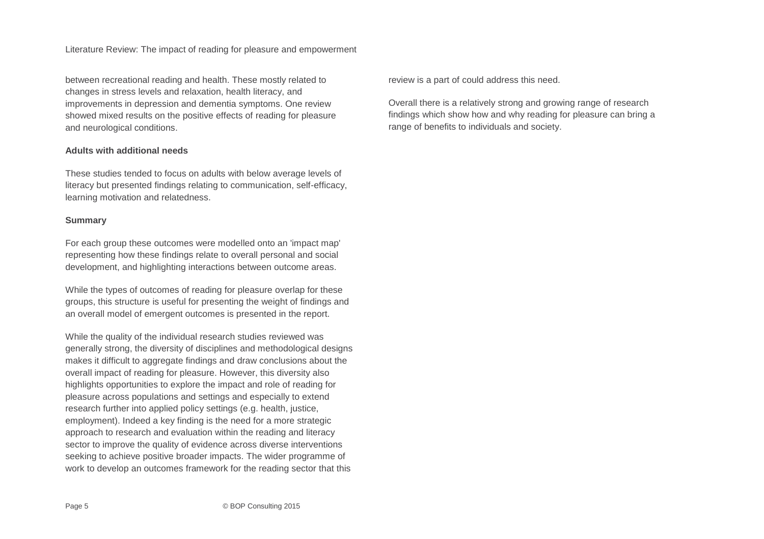between recreational reading and health. These mostly related to changes in stress levels and relaxation, health literacy, and improvements in depression and dementia symptoms. One review showed mixed results on the positive effects of reading for pleasure and neurological conditions.

**Adults with additional needs**

These studies tended to focus on adults with below average levels of literacy but presented findings relating to communication, self-efficacy, learning motivation and relatedness.

**Summary**

For each group these outcomes were modelled onto an 'impact map' representing how these findings relate to overall personal and social development, and highlighting interactions between outcome areas.

While the types of outcomes of reading for pleasure overlap for these groups, this structure is useful for presenting the weight of findings and an overall model of emergent outcomes is presented in the report.

While the quality of the individual research studies reviewed was generally strong, the diversity of disciplines and methodological designs makes it difficult to aggregate findings and draw conclusions about the overall impact of reading for pleasure. However, this diversity also highlights opportunities to explore the impact and role of reading for pleasure across populations and settings and especially to extend research further into applied policy settings (e.g. health, justice, employment). Indeed a key finding is the need for a more strategic approach to research and evaluation within the reading and literacy sector to improve the quality of evidence across diverse interventions seeking to achieve positive broader impacts. The wider programme of work to develop an outcomes framework for the reading sector that this review is a part of could address this need.

Overall there is a relatively strong and growing range of research findings which show how and why reading for pleasure can bring a range of benefits to individuals and society.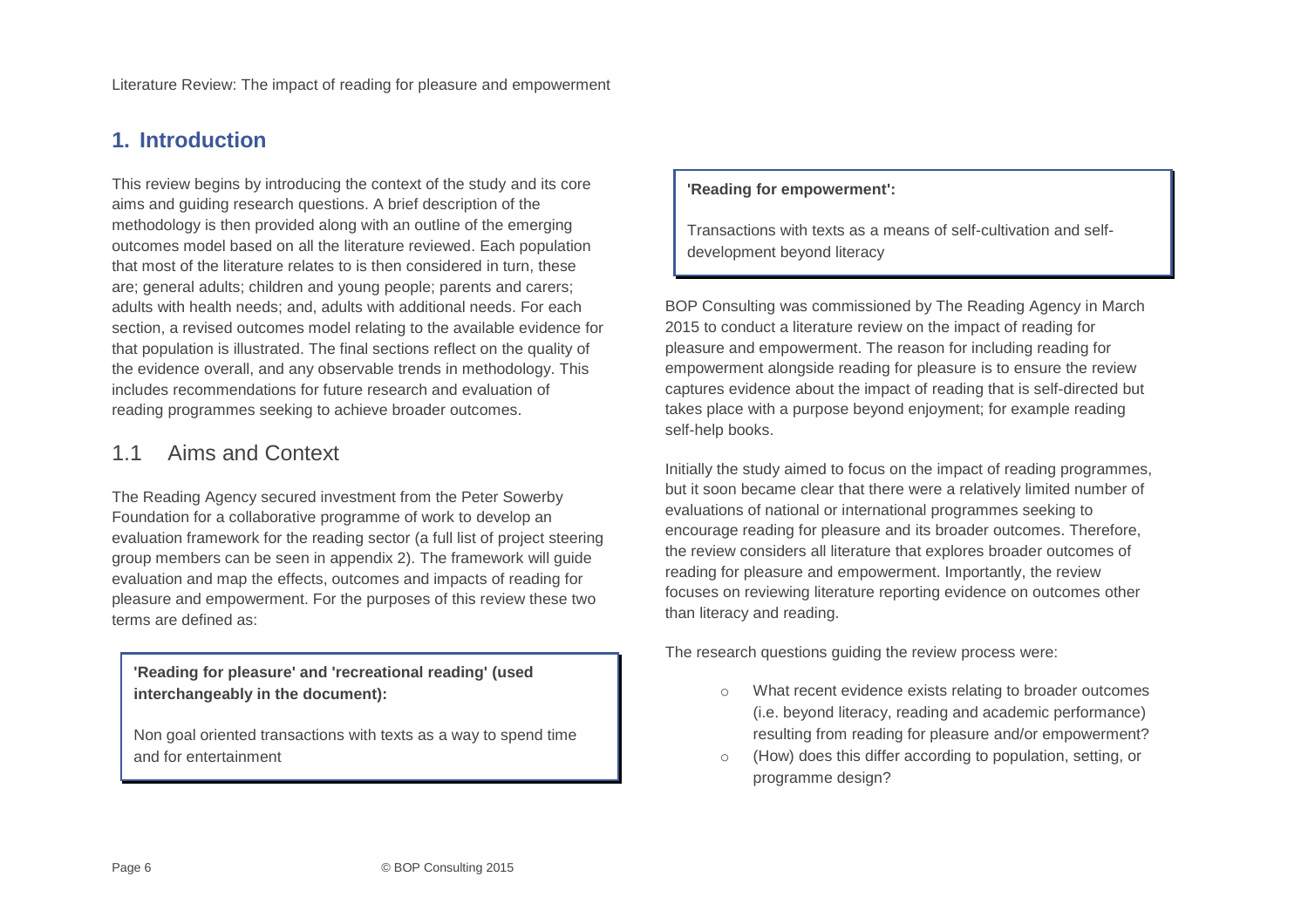## 1. Introduction

This review begins by introducing the context of the study and its core aims and guiding research questions. A brief description of the methodology is then provided along with an outline of the emerging outcomes model based on all the literature reviewed. Each population that most of the literature relates to is then considered in turn, these are; general adults; children and young people; parents and carers; adults with health needs; and, adults with additional needs. For each section, a revised outcomes model relating to the available evidence for that population is illustrated. The final sections reflect on the quality of the evidence overall, and any observable trends in methodology. This includes recommendations for future research and evaluation of reading programmes seeking to achieve broader outcomes.

### 1.1 Aims and Context

The Reading Agency secured investment from the Peter Sowerby Foundation for a collaborative programme of work to develop an evaluation framework for the reading sector (a full list of project steering group members can be seen in appendix 2). The framework will guide evaluation and map the effects, outcomes and impacts of reading for pleasure and empowerment. For the purposes of this review these two terms are defined as:

> **'Reading for pleasure' and 'recreational reading' (used interchangeably in the document):**
>
> Non goal oriented transactions with texts as a way to spend time and for entertainment

> **'Reading for empowerment':**
>
> Transactions with texts as a means of self-cultivation and self-development beyond literacy

BOP Consulting was commissioned by The Reading Agency in March 2015 to conduct a literature review on the impact of reading for pleasure and empowerment. The reason for including reading for empowerment alongside reading for pleasure is to ensure the review captures evidence about the impact of reading that is self-directed but takes place with a purpose beyond enjoyment; for example reading self-help books.

Initially the study aimed to focus on the impact of reading programmes, but it soon became clear that there were a relatively limited number of evaluations of national or international programmes seeking to encourage reading for pleasure and its broader outcomes. Therefore, the review considers all literature that explores broader outcomes of reading for pleasure and empowerment. Importantly, the review focuses on reviewing literature reporting evidence on outcomes other than literacy and reading.

The research questions guiding the review process were:

- What recent evidence exists relating to broader outcomes (i.e. beyond literacy, reading and academic performance) resulting from reading for pleasure and/or empowerment?
- (How) does this differ according to population, setting, or programme design?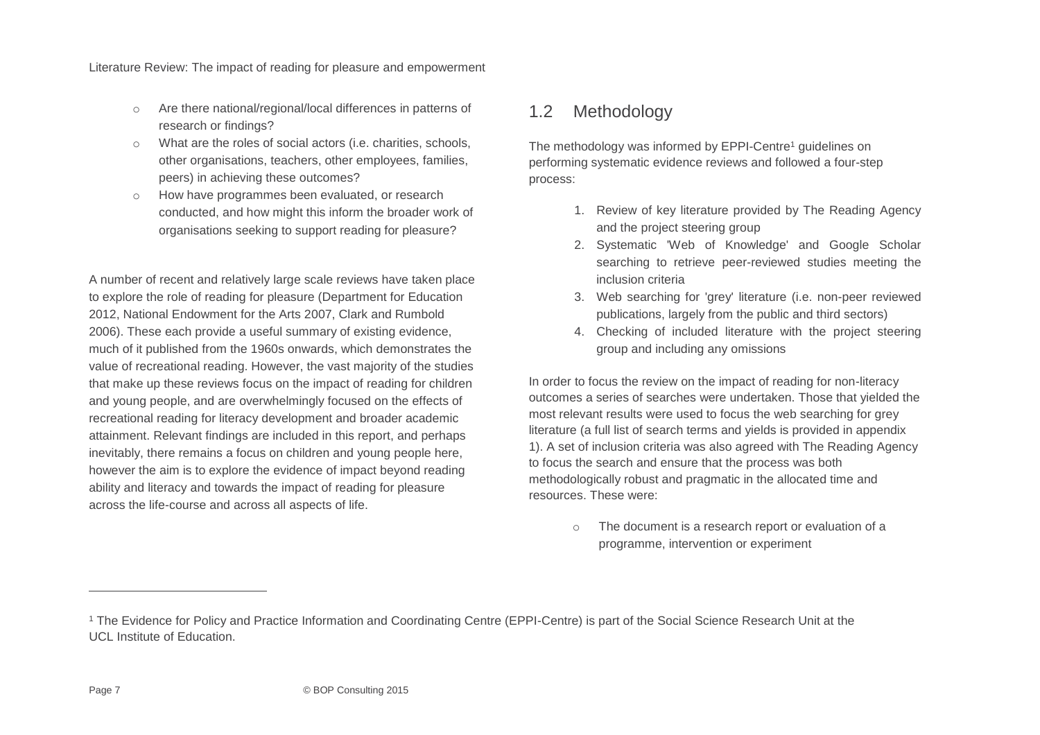- Are there national/regional/local differences in patterns of research or findings?
- What are the roles of social actors (i.e. charities, schools, other organisations, teachers, other employees, families, peers) in achieving these outcomes?
- How have programmes been evaluated, or research conducted, and how might this inform the broader work of organisations seeking to support reading for pleasure?

A number of recent and relatively large scale reviews have taken place to explore the role of reading for pleasure (Department for Education 2012, National Endowment for the Arts 2007, Clark and Rumbold 2006). These each provide a useful summary of existing evidence, much of it published from the 1960s onwards, which demonstrates the value of recreational reading. However, the vast majority of the studies that make up these reviews focus on the impact of reading for children and young people, and are overwhelmingly focused on the effects of recreational reading for literacy development and broader academic attainment. Relevant findings are included in this report, and perhaps inevitably, there remains a focus on children and young people here, however the aim is to explore the evidence of impact beyond reading ability and literacy and towards the impact of reading for pleasure across the life-course and across all aspects of life.

## 1.2 Methodology

The methodology was informed by EPPI-Centre[1] guidelines on performing systematic evidence reviews and followed a four-step process:

1. Review of key literature provided by The Reading Agency and the project steering group
2. Systematic 'Web of Knowledge' and Google Scholar searching to retrieve peer-reviewed studies meeting the inclusion criteria
3. Web searching for 'grey' literature (i.e. non-peer reviewed publications, largely from the public and third sectors)
4. Checking of included literature with the project steering group and including any omissions

In order to focus the review on the impact of reading for non-literacy outcomes a series of searches were undertaken. Those that yielded the most relevant results were used to focus the web searching for grey literature (a full list of search terms and yields is provided in appendix 1). A set of inclusion criteria was also agreed with The Reading Agency to focus the search and ensure that the process was both methodologically robust and pragmatic in the allocated time and resources. These were:

- The document is a research report or evaluation of a programme, intervention or experiment

---

[1] The Evidence for Policy and Practice Information and Coordinating Centre (EPPI-Centre) is part of the Social Science Research Unit at the UCL Institute of Education.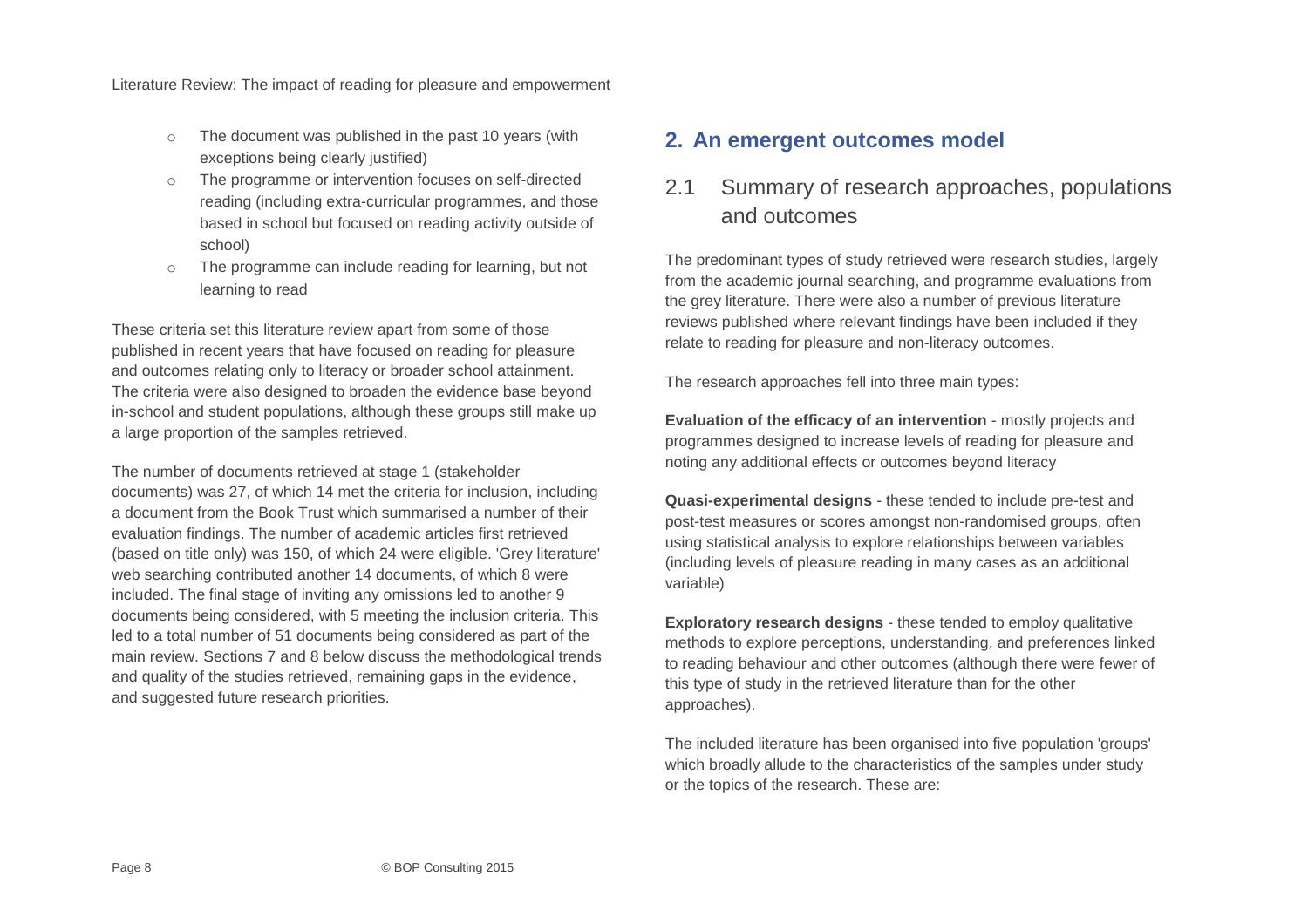- The document was published in the past 10 years (with exceptions being clearly justified)
- The programme or intervention focuses on self-directed reading (including extra-curricular programmes, and those based in school but focused on reading activity outside of school)
- The programme can include reading for learning, but not learning to read

These criteria set this literature review apart from some of those published in recent years that have focused on reading for pleasure and outcomes relating only to literacy or broader school attainment. The criteria were also designed to broaden the evidence base beyond in-school and student populations, although these groups still make up a large proportion of the samples retrieved.

The number of documents retrieved at stage 1 (stakeholder documents) was 27, of which 14 met the criteria for inclusion, including a document from the Book Trust which summarised a number of their evaluation findings. The number of academic articles first retrieved (based on title only) was 150, of which 24 were eligible. 'Grey literature' web searching contributed another 14 documents, of which 8 were included. The final stage of inviting any omissions led to another 9 documents being considered, with 5 meeting the inclusion criteria. This led to a total number of 51 documents being considered as part of the main review. Sections 7 and 8 below discuss the methodological trends and quality of the studies retrieved, remaining gaps in the evidence, and suggested future research priorities.

## 2. An emergent outcomes model

### 2.1 Summary of research approaches, populations and outcomes

The predominant types of study retrieved were research studies, largely from the academic journal searching, and programme evaluations from the grey literature. There were also a number of previous literature reviews published where relevant findings have been included if they relate to reading for pleasure and non-literacy outcomes.

The research approaches fell into three main types:

**Evaluation of the efficacy of an intervention** - mostly projects and programmes designed to increase levels of reading for pleasure and noting any additional effects or outcomes beyond literacy

**Quasi-experimental designs** - these tended to include pre-test and post-test measures or scores amongst non-randomised groups, often using statistical analysis to explore relationships between variables (including levels of pleasure reading in many cases as an additional variable)

**Exploratory research designs** - these tended to employ qualitative methods to explore perceptions, understanding, and preferences linked to reading behaviour and other outcomes (although there were fewer of this type of study in the retrieved literature than for the other approaches).

The included literature has been organised into five population 'groups' which broadly allude to the characteristics of the samples under study or the topics of the research. These are: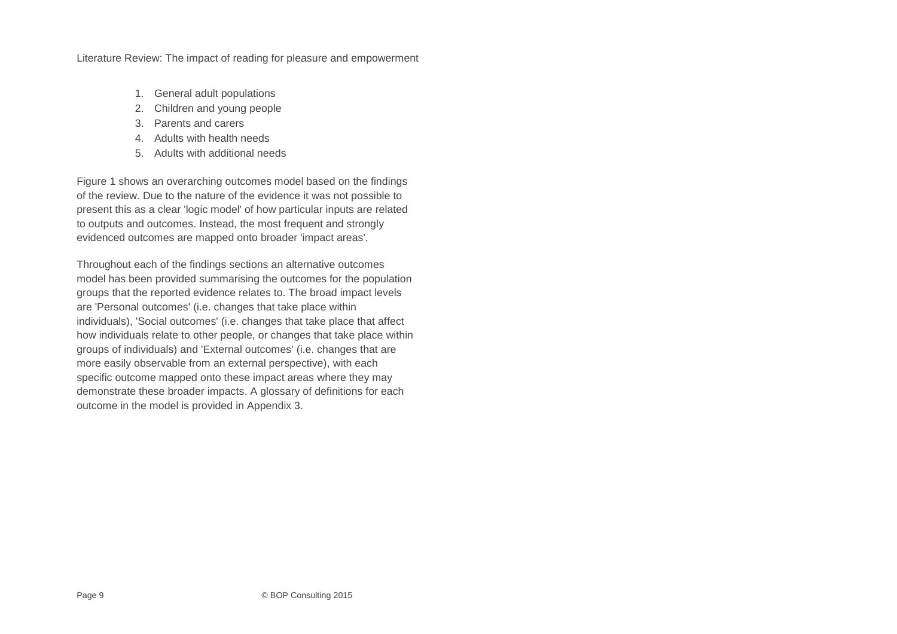1. General adult populations
2. Children and young people
3. Parents and carers
4. Adults with health needs
5. Adults with additional needs

Figure 1 shows an overarching outcomes model based on the findings of the review. Due to the nature of the evidence it was not possible to present this as a clear 'logic model' of how particular inputs are related to outputs and outcomes. Instead, the most frequent and strongly evidenced outcomes are mapped onto broader 'impact areas'.

Throughout each of the findings sections an alternative outcomes model has been provided summarising the outcomes for the population groups that the reported evidence relates to. The broad impact levels are 'Personal outcomes' (i.e. changes that take place within individuals), 'Social outcomes' (i.e. changes that take place that affect how individuals relate to other people, or changes that take place within groups of individuals) and 'External outcomes' (i.e. changes that are more easily observable from an external perspective), with each specific outcome mapped onto these impact areas where they may demonstrate these broader impacts. A glossary of definitions for each outcome in the model is provided in Appendix 3.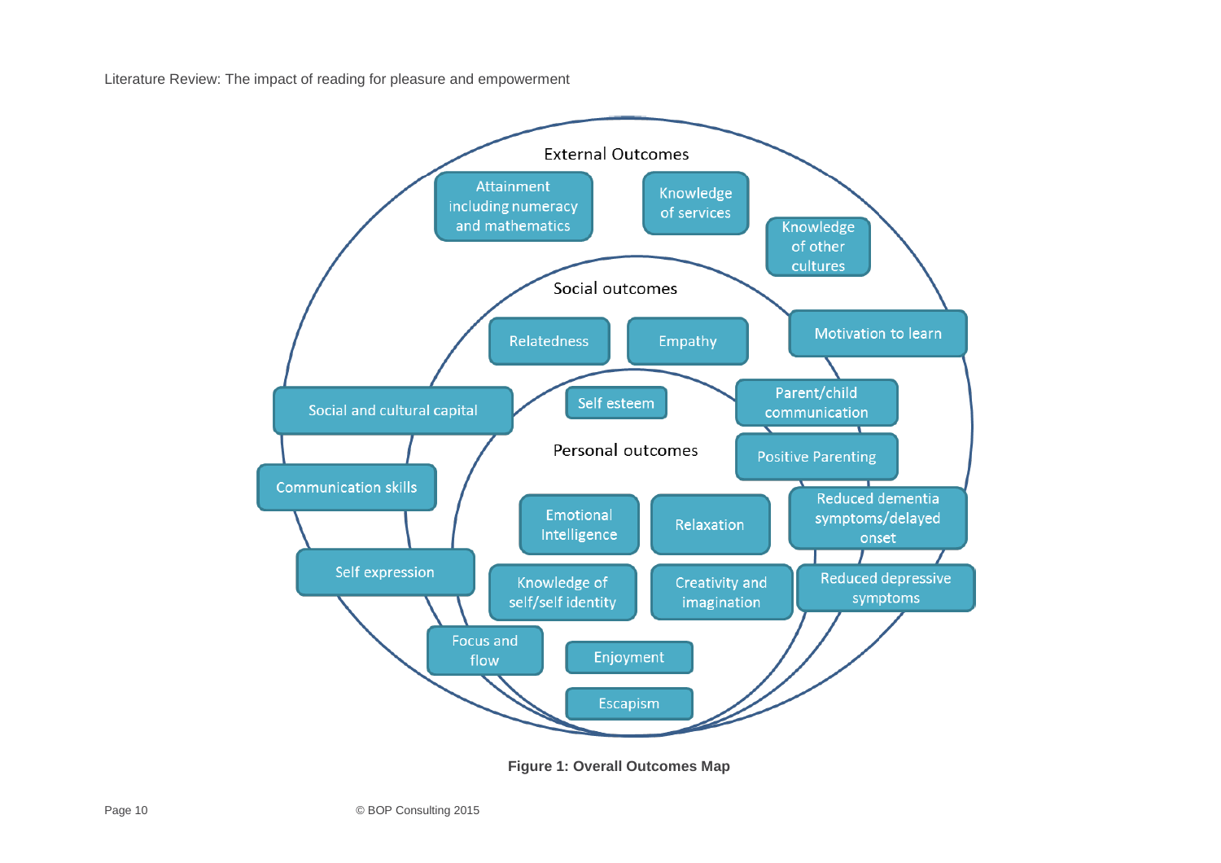External Outcomes

Attainment including numeracy and mathematics

Knowledge of services

Knowledge of other cultures

Social outcomes

Relatedness

Empathy

Motivation to learn

Social and cultural capital

Self esteem

Parent/child communication

Personal outcomes

Positive Parenting

Communication skills

Emotional Intelligence

Relaxation

Reduced dementia symptoms/delayed onset

Self expression

Knowledge of self/self identity

Creativity and imagination

Reduced depressive symptoms

Focus and flow

Enjoyment

Escapism

**Figure 1: Overall Outcomes Map**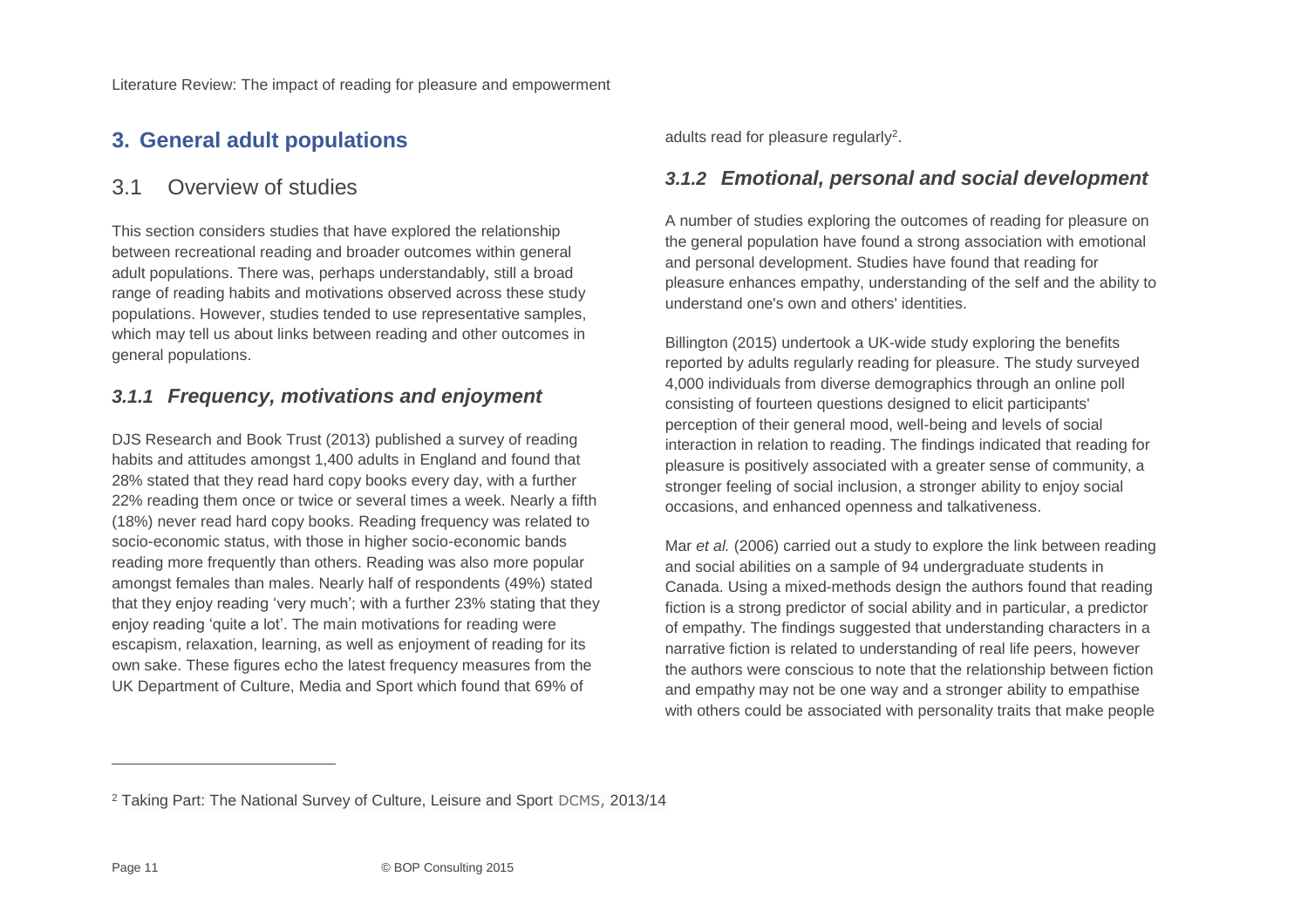# 3. General adult populations

## 3.1 Overview of studies

This section considers studies that have explored the relationship between recreational reading and broader outcomes within general adult populations. There was, perhaps understandably, still a broad range of reading habits and motivations observed across these study populations. However, studies tended to use representative samples, which may tell us about links between reading and other outcomes in general populations.

### *3.1.1 Frequency, motivations and enjoyment*

DJS Research and Book Trust (2013) published a survey of reading habits and attitudes amongst 1,400 adults in England and found that 28% stated that they read hard copy books every day, with a further 22% reading them once or twice or several times a week. Nearly a fifth (18%) never read hard copy books. Reading frequency was related to socio-economic status, with those in higher socio-economic bands reading more frequently than others. Reading was also more popular amongst females than males. Nearly half of respondents (49%) stated that they enjoy reading 'very much'; with a further 23% stating that they enjoy reading 'quite a lot'. The main motivations for reading were escapism, relaxation, learning, as well as enjoyment of reading for its own sake. These figures echo the latest frequency measures from the UK Department of Culture, Media and Sport which found that 69% of adults read for pleasure regularly[2].

### *3.1.2 Emotional, personal and social development*

A number of studies exploring the outcomes of reading for pleasure on the general population have found a strong association with emotional and personal development. Studies have found that reading for pleasure enhances empathy, understanding of the self and the ability to understand one's own and others' identities.

Billington (2015) undertook a UK-wide study exploring the benefits reported by adults regularly reading for pleasure. The study surveyed 4,000 individuals from diverse demographics through an online poll consisting of fourteen questions designed to elicit participants' perception of their general mood, well-being and levels of social interaction in relation to reading. The findings indicated that reading for pleasure is positively associated with a greater sense of community, a stronger feeling of social inclusion, a stronger ability to enjoy social occasions, and enhanced openness and talkativeness.

Mar *et al.* (2006) carried out a study to explore the link between reading and social abilities on a sample of 94 undergraduate students in Canada. Using a mixed-methods design the authors found that reading fiction is a strong predictor of social ability and in particular, a predictor of empathy. The findings suggested that understanding characters in a narrative fiction is related to understanding of real life peers, however the authors were conscious to note that the relationship between fiction and empathy may not be one way and a stronger ability to empathise with others could be associated with personality traits that make people

---

[2] Taking Part: The National Survey of Culture, Leisure and Sport DCMS, 2013/14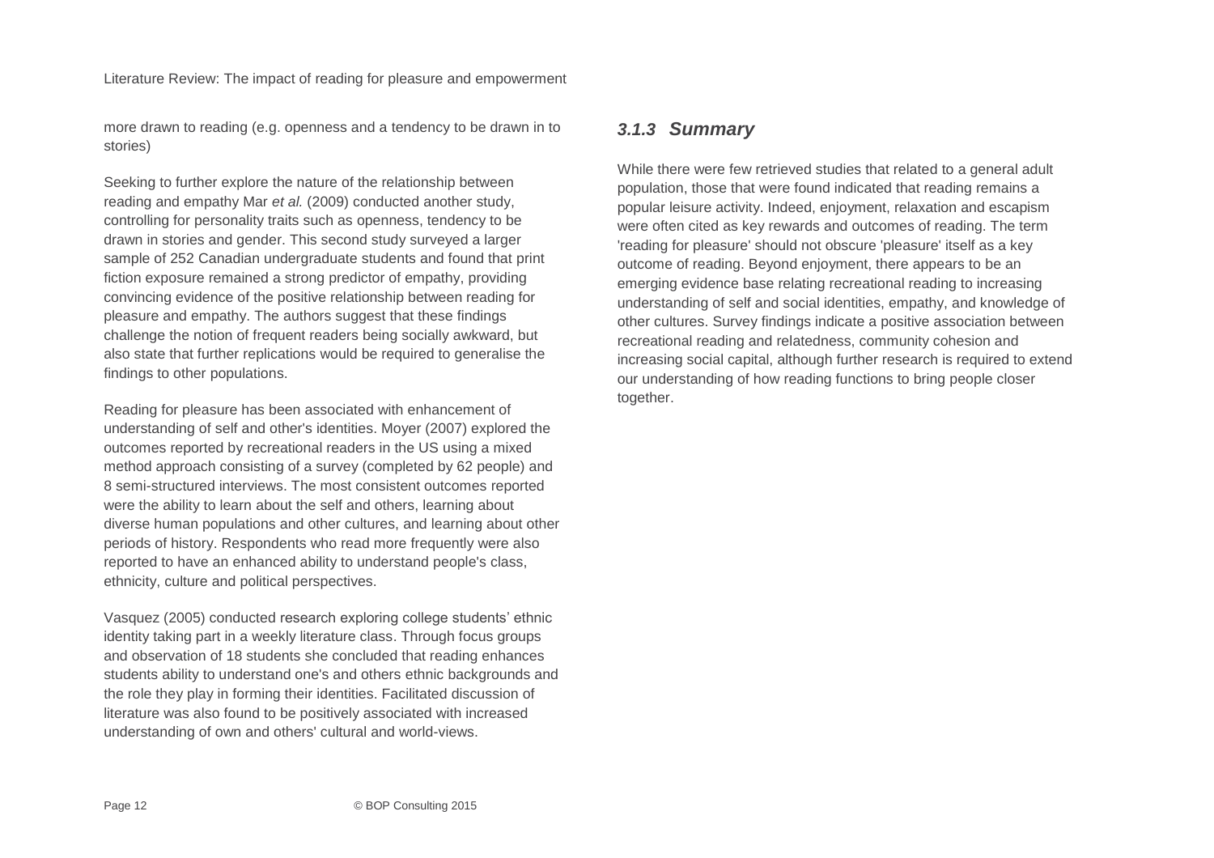more drawn to reading (e.g. openness and a tendency to be drawn in to stories)

Seeking to further explore the nature of the relationship between reading and empathy Mar *et al.* (2009) conducted another study, controlling for personality traits such as openness, tendency to be drawn in stories and gender. This second study surveyed a larger sample of 252 Canadian undergraduate students and found that print fiction exposure remained a strong predictor of empathy, providing convincing evidence of the positive relationship between reading for pleasure and empathy. The authors suggest that these findings challenge the notion of frequent readers being socially awkward, but also state that further replications would be required to generalise the findings to other populations.

Reading for pleasure has been associated with enhancement of understanding of self and other's identities. Moyer (2007) explored the outcomes reported by recreational readers in the US using a mixed method approach consisting of a survey (completed by 62 people) and 8 semi-structured interviews. The most consistent outcomes reported were the ability to learn about the self and others, learning about diverse human populations and other cultures, and learning about other periods of history. Respondents who read more frequently were also reported to have an enhanced ability to understand people's class, ethnicity, culture and political perspectives.

Vasquez (2005) conducted research exploring college students' ethnic identity taking part in a weekly literature class. Through focus groups and observation of 18 students she concluded that reading enhances students ability to understand one's and others ethnic backgrounds and the role they play in forming their identities. Facilitated discussion of literature was also found to be positively associated with increased understanding of own and others' cultural and world-views.

### *3.1.3 Summary*

While there were few retrieved studies that related to a general adult population, those that were found indicated that reading remains a popular leisure activity. Indeed, enjoyment, relaxation and escapism were often cited as key rewards and outcomes of reading. The term 'reading for pleasure' should not obscure 'pleasure' itself as a key outcome of reading. Beyond enjoyment, there appears to be an emerging evidence base relating recreational reading to increasing understanding of self and social identities, empathy, and knowledge of other cultures. Survey findings indicate a positive association between recreational reading and relatedness, community cohesion and increasing social capital, although further research is required to extend our understanding of how reading functions to bring people closer together.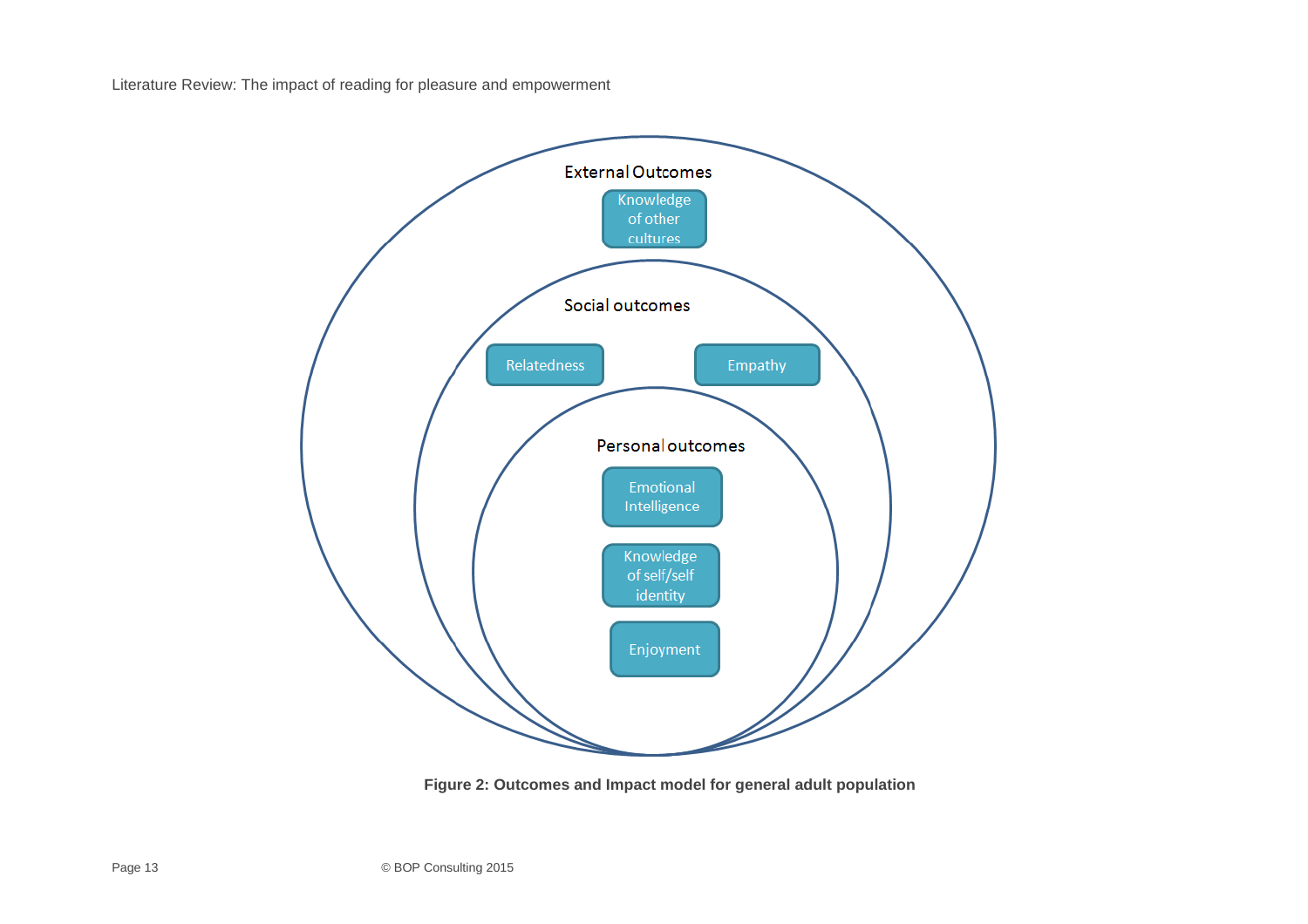External Outcomes

Knowledge of other cultures

Social outcomes

Relatedness

Empathy

Personal outcomes

Emotional Intelligence

Knowledge of self/self identity

Enjoyment

**Figure 2: Outcomes and Impact model for general adult population**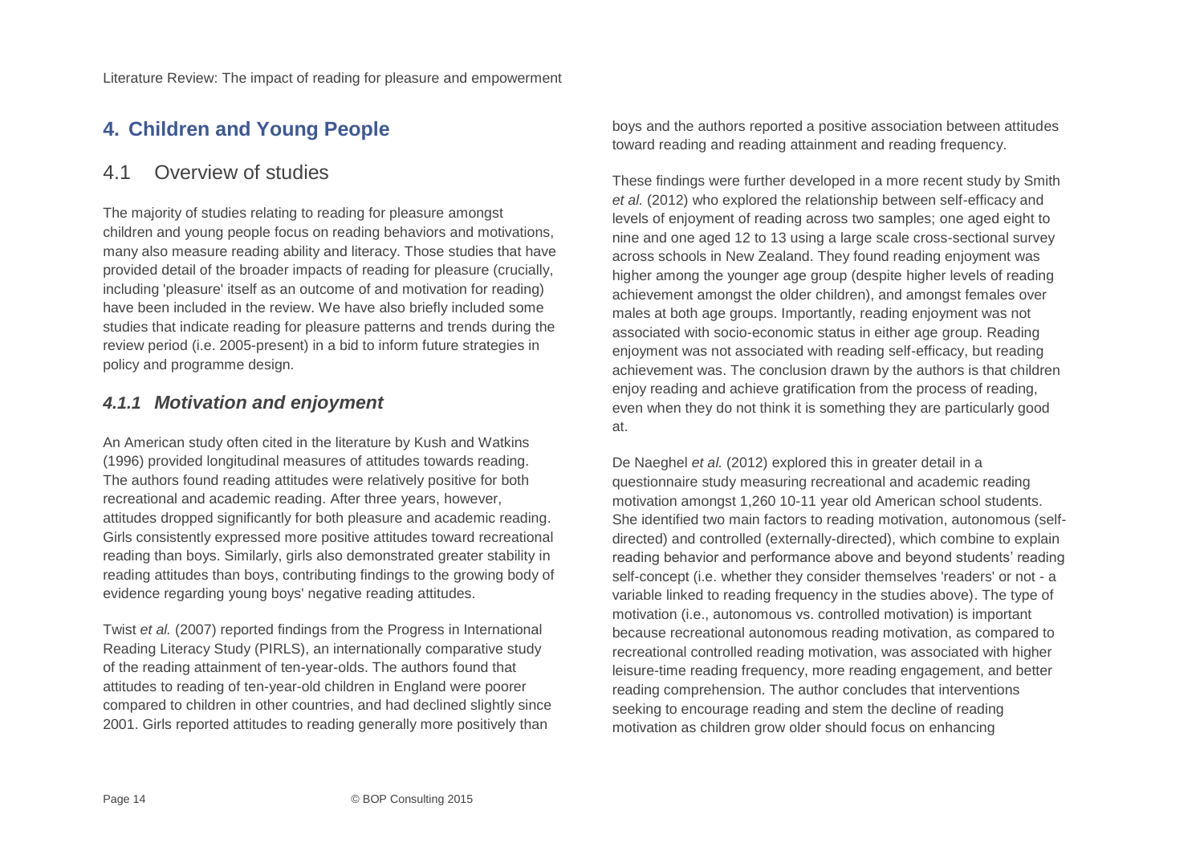## 4. Children and Young People

### 4.1 Overview of studies

The majority of studies relating to reading for pleasure amongst children and young people focus on reading behaviors and motivations, many also measure reading ability and literacy. Those studies that have provided detail of the broader impacts of reading for pleasure (crucially, including 'pleasure' itself as an outcome of and motivation for reading) have been included in the review. We have also briefly included some studies that indicate reading for pleasure patterns and trends during the review period (i.e. 2005-present) in a bid to inform future strategies in policy and programme design.

#### *4.1.1 Motivation and enjoyment*

An American study often cited in the literature by Kush and Watkins (1996) provided longitudinal measures of attitudes towards reading. The authors found reading attitudes were relatively positive for both recreational and academic reading. After three years, however, attitudes dropped significantly for both pleasure and academic reading. Girls consistently expressed more positive attitudes toward recreational reading than boys. Similarly, girls also demonstrated greater stability in reading attitudes than boys, contributing findings to the growing body of evidence regarding young boys' negative reading attitudes.

Twist *et al.* (2007) reported findings from the Progress in International Reading Literacy Study (PIRLS), an internationally comparative study of the reading attainment of ten-year-olds. The authors found that attitudes to reading of ten-year-old children in England were poorer compared to children in other countries, and had declined slightly since 2001. Girls reported attitudes to reading generally more positively than boys and the authors reported a positive association between attitudes toward reading and reading attainment and reading frequency.

These findings were further developed in a more recent study by Smith *et al.* (2012) who explored the relationship between self-efficacy and levels of enjoyment of reading across two samples; one aged eight to nine and one aged 12 to 13 using a large scale cross-sectional survey across schools in New Zealand. They found reading enjoyment was higher among the younger age group (despite higher levels of reading achievement amongst the older children), and amongst females over males at both age groups. Importantly, reading enjoyment was not associated with socio-economic status in either age group. Reading enjoyment was not associated with reading self-efficacy, but reading achievement was. The conclusion drawn by the authors is that children enjoy reading and achieve gratification from the process of reading, even when they do not think it is something they are particularly good at.

De Naeghel *et al.* (2012) explored this in greater detail in a questionnaire study measuring recreational and academic reading motivation amongst 1,260 10-11 year old American school students. She identified two main factors to reading motivation, autonomous (self-directed) and controlled (externally-directed), which combine to explain reading behavior and performance above and beyond students' reading self-concept (i.e. whether they consider themselves 'readers' or not - a variable linked to reading frequency in the studies above). The type of motivation (i.e., autonomous vs. controlled motivation) is important because recreational autonomous reading motivation, as compared to recreational controlled reading motivation, was associated with higher leisure-time reading frequency, more reading engagement, and better reading comprehension. The author concludes that interventions seeking to encourage reading and stem the decline of reading motivation as children grow older should focus on enhancing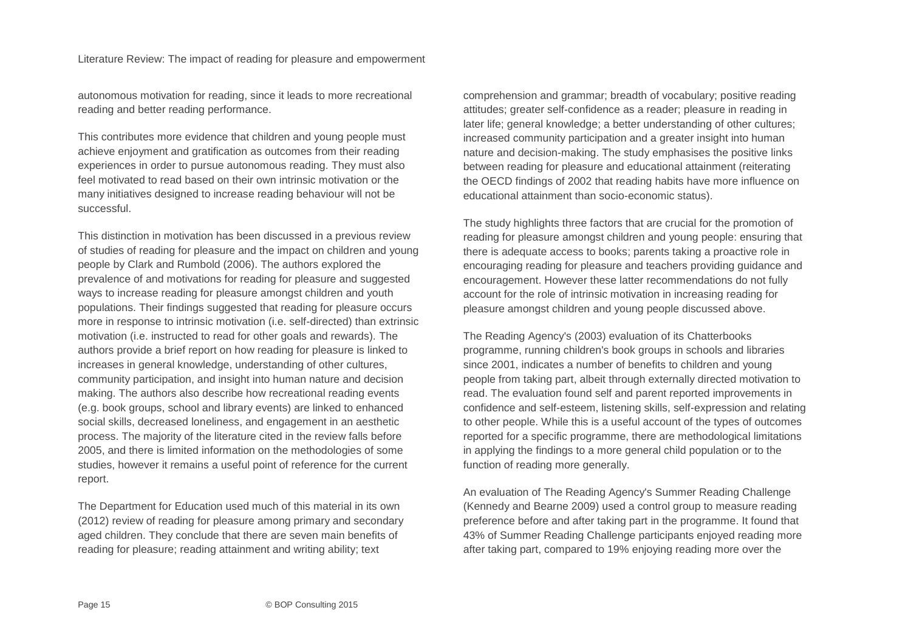autonomous motivation for reading, since it leads to more recreational reading and better reading performance.

This contributes more evidence that children and young people must achieve enjoyment and gratification as outcomes from their reading experiences in order to pursue autonomous reading. They must also feel motivated to read based on their own intrinsic motivation or the many initiatives designed to increase reading behaviour will not be successful.

This distinction in motivation has been discussed in a previous review of studies of reading for pleasure and the impact on children and young people by Clark and Rumbold (2006). The authors explored the prevalence of and motivations for reading for pleasure and suggested ways to increase reading for pleasure amongst children and youth populations. Their findings suggested that reading for pleasure occurs more in response to intrinsic motivation (i.e. self-directed) than extrinsic motivation (i.e. instructed to read for other goals and rewards). The authors provide a brief report on how reading for pleasure is linked to increases in general knowledge, understanding of other cultures, community participation, and insight into human nature and decision making. The authors also describe how recreational reading events (e.g. book groups, school and library events) are linked to enhanced social skills, decreased loneliness, and engagement in an aesthetic process. The majority of the literature cited in the review falls before 2005, and there is limited information on the methodologies of some studies, however it remains a useful point of reference for the current report.

The Department for Education used much of this material in its own (2012) review of reading for pleasure among primary and secondary aged children. They conclude that there are seven main benefits of reading for pleasure; reading attainment and writing ability; text comprehension and grammar; breadth of vocabulary; positive reading attitudes; greater self-confidence as a reader; pleasure in reading in later life; general knowledge; a better understanding of other cultures; increased community participation and a greater insight into human nature and decision-making. The study emphasises the positive links between reading for pleasure and educational attainment (reiterating the OECD findings of 2002 that reading habits have more influence on educational attainment than socio-economic status).

The study highlights three factors that are crucial for the promotion of reading for pleasure amongst children and young people: ensuring that there is adequate access to books; parents taking a proactive role in encouraging reading for pleasure and teachers providing guidance and encouragement. However these latter recommendations do not fully account for the role of intrinsic motivation in increasing reading for pleasure amongst children and young people discussed above.

The Reading Agency's (2003) evaluation of its Chatterbooks programme, running children's book groups in schools and libraries since 2001, indicates a number of benefits to children and young people from taking part, albeit through externally directed motivation to read. The evaluation found self and parent reported improvements in confidence and self-esteem, listening skills, self-expression and relating to other people. While this is a useful account of the types of outcomes reported for a specific programme, there are methodological limitations in applying the findings to a more general child population or to the function of reading more generally.

An evaluation of The Reading Agency's Summer Reading Challenge (Kennedy and Bearne 2009) used a control group to measure reading preference before and after taking part in the programme. It found that 43% of Summer Reading Challenge participants enjoyed reading more after taking part, compared to 19% enjoying reading more over the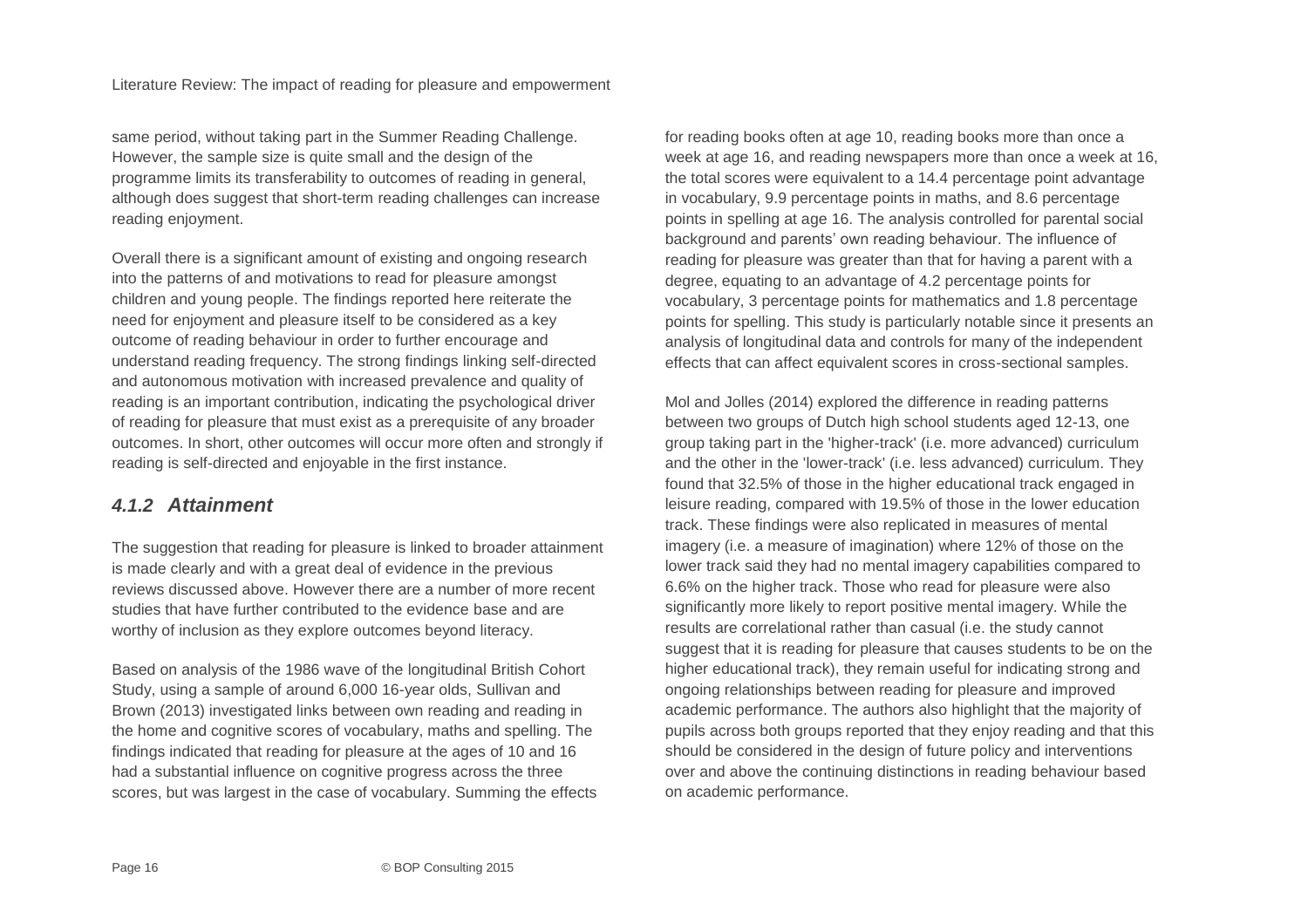same period, without taking part in the Summer Reading Challenge. However, the sample size is quite small and the design of the programme limits its transferability to outcomes of reading in general, although does suggest that short-term reading challenges can increase reading enjoyment.

Overall there is a significant amount of existing and ongoing research into the patterns of and motivations to read for pleasure amongst children and young people. The findings reported here reiterate the need for enjoyment and pleasure itself to be considered as a key outcome of reading behaviour in order to further encourage and understand reading frequency. The strong findings linking self-directed and autonomous motivation with increased prevalence and quality of reading is an important contribution, indicating the psychological driver of reading for pleasure that must exist as a prerequisite of any broader outcomes. In short, other outcomes will occur more often and strongly if reading is self-directed and enjoyable in the first instance.

### *4.1.2 Attainment*

The suggestion that reading for pleasure is linked to broader attainment is made clearly and with a great deal of evidence in the previous reviews discussed above. However there are a number of more recent studies that have further contributed to the evidence base and are worthy of inclusion as they explore outcomes beyond literacy.

Based on analysis of the 1986 wave of the longitudinal British Cohort Study, using a sample of around 6,000 16-year olds, Sullivan and Brown (2013) investigated links between own reading and reading in the home and cognitive scores of vocabulary, maths and spelling. The findings indicated that reading for pleasure at the ages of 10 and 16 had a substantial influence on cognitive progress across the three scores, but was largest in the case of vocabulary. Summing the effects for reading books often at age 10, reading books more than once a week at age 16, and reading newspapers more than once a week at 16, the total scores were equivalent to a 14.4 percentage point advantage in vocabulary, 9.9 percentage points in maths, and 8.6 percentage points in spelling at age 16. The analysis controlled for parental social background and parents' own reading behaviour. The influence of reading for pleasure was greater than that for having a parent with a degree, equating to an advantage of 4.2 percentage points for vocabulary, 3 percentage points for mathematics and 1.8 percentage points for spelling. This study is particularly notable since it presents an analysis of longitudinal data and controls for many of the independent effects that can affect equivalent scores in cross-sectional samples.

Mol and Jolles (2014) explored the difference in reading patterns between two groups of Dutch high school students aged 12-13, one group taking part in the 'higher-track' (i.e. more advanced) curriculum and the other in the 'lower-track' (i.e. less advanced) curriculum. They found that 32.5% of those in the higher educational track engaged in leisure reading, compared with 19.5% of those in the lower education track. These findings were also replicated in measures of mental imagery (i.e. a measure of imagination) where 12% of those on the lower track said they had no mental imagery capabilities compared to 6.6% on the higher track. Those who read for pleasure were also significantly more likely to report positive mental imagery. While the results are correlational rather than casual (i.e. the study cannot suggest that it is reading for pleasure that causes students to be on the higher educational track), they remain useful for indicating strong and ongoing relationships between reading for pleasure and improved academic performance. The authors also highlight that the majority of pupils across both groups reported that they enjoy reading and that this should be considered in the design of future policy and interventions over and above the continuing distinctions in reading behaviour based on academic performance.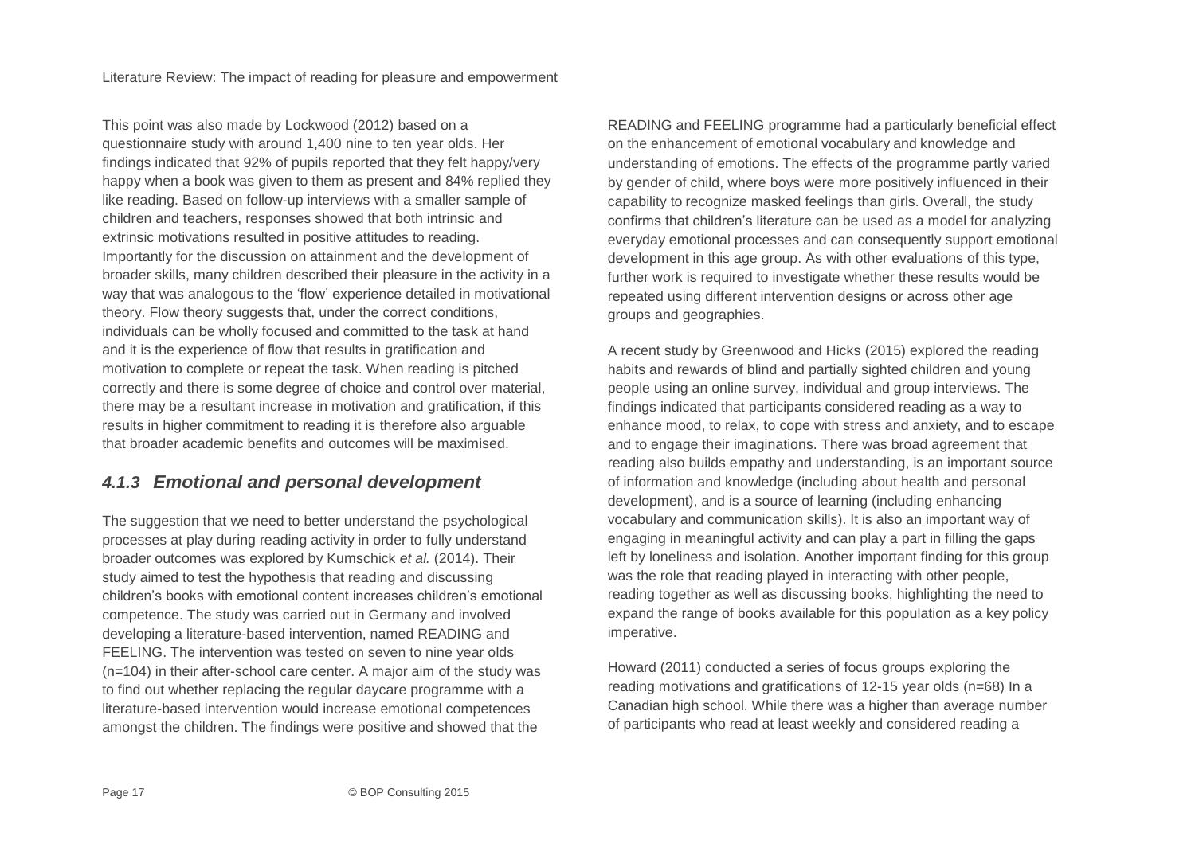This point was also made by Lockwood (2012) based on a questionnaire study with around 1,400 nine to ten year olds. Her findings indicated that 92% of pupils reported that they felt happy/very happy when a book was given to them as present and 84% replied they like reading. Based on follow-up interviews with a smaller sample of children and teachers, responses showed that both intrinsic and extrinsic motivations resulted in positive attitudes to reading. Importantly for the discussion on attainment and the development of broader skills, many children described their pleasure in the activity in a way that was analogous to the 'flow' experience detailed in motivational theory. Flow theory suggests that, under the correct conditions, individuals can be wholly focused and committed to the task at hand and it is the experience of flow that results in gratification and motivation to complete or repeat the task. When reading is pitched correctly and there is some degree of choice and control over material, there may be a resultant increase in motivation and gratification, if this results in higher commitment to reading it is therefore also arguable that broader academic benefits and outcomes will be maximised.

### *4.1.3 Emotional and personal development*

The suggestion that we need to better understand the psychological processes at play during reading activity in order to fully understand broader outcomes was explored by Kumschick *et al.* (2014). Their study aimed to test the hypothesis that reading and discussing children's books with emotional content increases children's emotional competence. The study was carried out in Germany and involved developing a literature-based intervention, named READING and FEELING. The intervention was tested on seven to nine year olds (n=104) in their after-school care center. A major aim of the study was to find out whether replacing the regular daycare programme with a literature-based intervention would increase emotional competences amongst the children. The findings were positive and showed that the READING and FEELING programme had a particularly beneficial effect on the enhancement of emotional vocabulary and knowledge and understanding of emotions. The effects of the programme partly varied by gender of child, where boys were more positively influenced in their capability to recognize masked feelings than girls. Overall, the study confirms that children's literature can be used as a model for analyzing everyday emotional processes and can consequently support emotional development in this age group. As with other evaluations of this type, further work is required to investigate whether these results would be repeated using different intervention designs or across other age groups and geographies.

A recent study by Greenwood and Hicks (2015) explored the reading habits and rewards of blind and partially sighted children and young people using an online survey, individual and group interviews. The findings indicated that participants considered reading as a way to enhance mood, to relax, to cope with stress and anxiety, and to escape and to engage their imaginations. There was broad agreement that reading also builds empathy and understanding, is an important source of information and knowledge (including about health and personal development), and is a source of learning (including enhancing vocabulary and communication skills). It is also an important way of engaging in meaningful activity and can play a part in filling the gaps left by loneliness and isolation. Another important finding for this group was the role that reading played in interacting with other people, reading together as well as discussing books, highlighting the need to expand the range of books available for this population as a key policy imperative.

Howard (2011) conducted a series of focus groups exploring the reading motivations and gratifications of 12-15 year olds (n=68) In a Canadian high school. While there was a higher than average number of participants who read at least weekly and considered reading a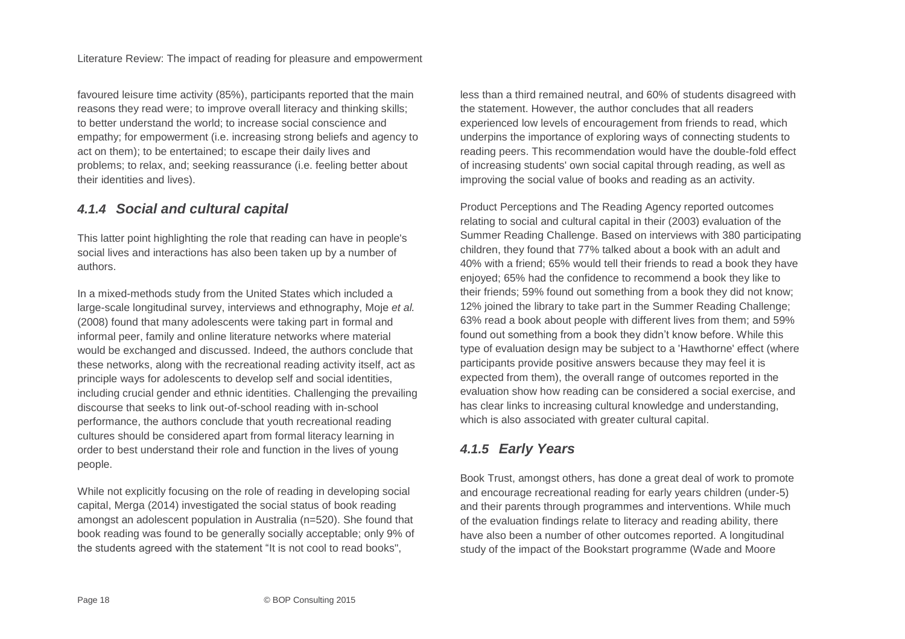favoured leisure time activity (85%), participants reported that the main reasons they read were; to improve overall literacy and thinking skills; to better understand the world; to increase social conscience and empathy; for empowerment (i.e. increasing strong beliefs and agency to act on them); to be entertained; to escape their daily lives and problems; to relax, and; seeking reassurance (i.e. feeling better about their identities and lives).

### *4.1.4 Social and cultural capital*

This latter point highlighting the role that reading can have in people's social lives and interactions has also been taken up by a number of authors.

In a mixed-methods study from the United States which included a large-scale longitudinal survey, interviews and ethnography, Moje *et al.* (2008) found that many adolescents were taking part in formal and informal peer, family and online literature networks where material would be exchanged and discussed. Indeed, the authors conclude that these networks, along with the recreational reading activity itself, act as principle ways for adolescents to develop self and social identities, including crucial gender and ethnic identities. Challenging the prevailing discourse that seeks to link out-of-school reading with in-school performance, the authors conclude that youth recreational reading cultures should be considered apart from formal literacy learning in order to best understand their role and function in the lives of young people.

While not explicitly focusing on the role of reading in developing social capital, Merga (2014) investigated the social status of book reading amongst an adolescent population in Australia (n=520). She found that book reading was found to be generally socially acceptable; only 9% of the students agreed with the statement "It is not cool to read books", less than a third remained neutral, and 60% of students disagreed with the statement. However, the author concludes that all readers experienced low levels of encouragement from friends to read, which underpins the importance of exploring ways of connecting students to reading peers. This recommendation would have the double-fold effect of increasing students' own social capital through reading, as well as improving the social value of books and reading as an activity.

Product Perceptions and The Reading Agency reported outcomes relating to social and cultural capital in their (2003) evaluation of the Summer Reading Challenge. Based on interviews with 380 participating children, they found that 77% talked about a book with an adult and 40% with a friend; 65% would tell their friends to read a book they have enjoyed; 65% had the confidence to recommend a book they like to their friends; 59% found out something from a book they did not know; 12% joined the library to take part in the Summer Reading Challenge; 63% read a book about people with different lives from them; and 59% found out something from a book they didn't know before. While this type of evaluation design may be subject to a 'Hawthorne' effect (where participants provide positive answers because they may feel it is expected from them), the overall range of outcomes reported in the evaluation show how reading can be considered a social exercise, and has clear links to increasing cultural knowledge and understanding, which is also associated with greater cultural capital.

### *4.1.5 Early Years*

Book Trust, amongst others, has done a great deal of work to promote and encourage recreational reading for early years children (under-5) and their parents through programmes and interventions. While much of the evaluation findings relate to literacy and reading ability, there have also been a number of other outcomes reported. A longitudinal study of the impact of the Bookstart programme (Wade and Moore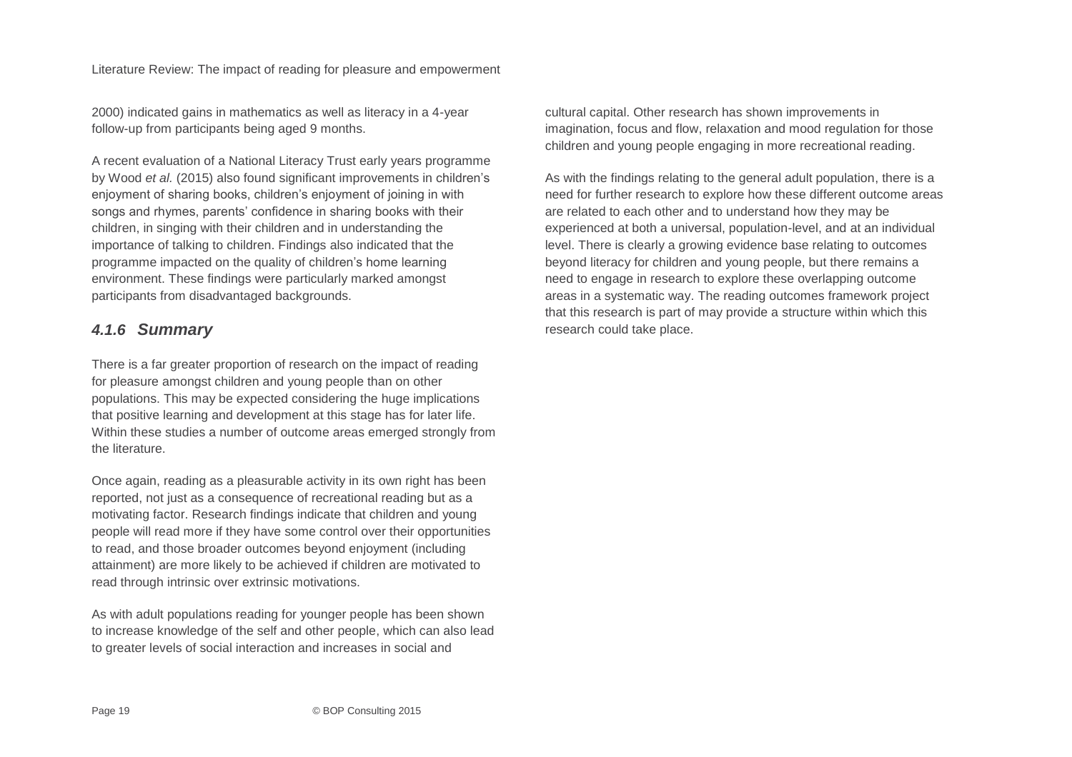2000) indicated gains in mathematics as well as literacy in a 4-year follow-up from participants being aged 9 months.

A recent evaluation of a National Literacy Trust early years programme by Wood *et al.* (2015) also found significant improvements in children's enjoyment of sharing books, children's enjoyment of joining in with songs and rhymes, parents' confidence in sharing books with their children, in singing with their children and in understanding the importance of talking to children. Findings also indicated that the programme impacted on the quality of children's home learning environment. These findings were particularly marked amongst participants from disadvantaged backgrounds.

### *4.1.6 Summary*

There is a far greater proportion of research on the impact of reading for pleasure amongst children and young people than on other populations. This may be expected considering the huge implications that positive learning and development at this stage has for later life. Within these studies a number of outcome areas emerged strongly from the literature.

Once again, reading as a pleasurable activity in its own right has been reported, not just as a consequence of recreational reading but as a motivating factor. Research findings indicate that children and young people will read more if they have some control over their opportunities to read, and those broader outcomes beyond enjoyment (including attainment) are more likely to be achieved if children are motivated to read through intrinsic over extrinsic motivations.

As with adult populations reading for younger people has been shown to increase knowledge of the self and other people, which can also lead to greater levels of social interaction and increases in social and cultural capital. Other research has shown improvements in imagination, focus and flow, relaxation and mood regulation for those children and young people engaging in more recreational reading.

As with the findings relating to the general adult population, there is a need for further research to explore how these different outcome areas are related to each other and to understand how they may be experienced at both a universal, population-level, and at an individual level. There is clearly a growing evidence base relating to outcomes beyond literacy for children and young people, but there remains a need to engage in research to explore these overlapping outcome areas in a systematic way. The reading outcomes framework project that this research is part of may provide a structure within which this research could take place.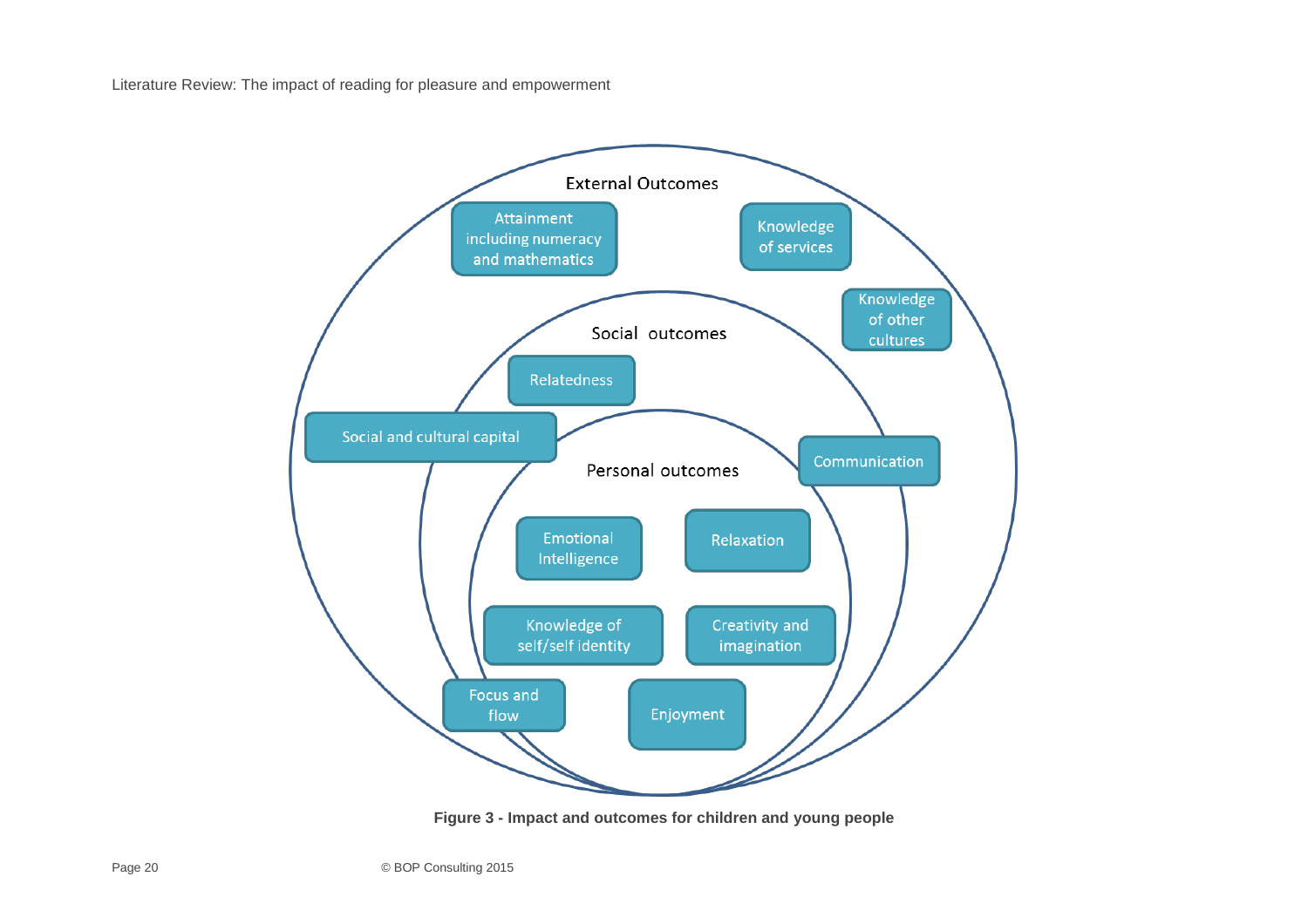**External Outcomes**

- Attainment including numeracy and mathematics
- Knowledge of services
- Knowledge of other cultures

**Social outcomes**

- Relatedness
- Social and cultural capital
- Communication

**Personal outcomes**

- Emotional Intelligence
- Relaxation
- Knowledge of self/self identity
- Creativity and imagination
- Focus and flow
- Enjoyment

**Figure 3 - Impact and outcomes for children and young people**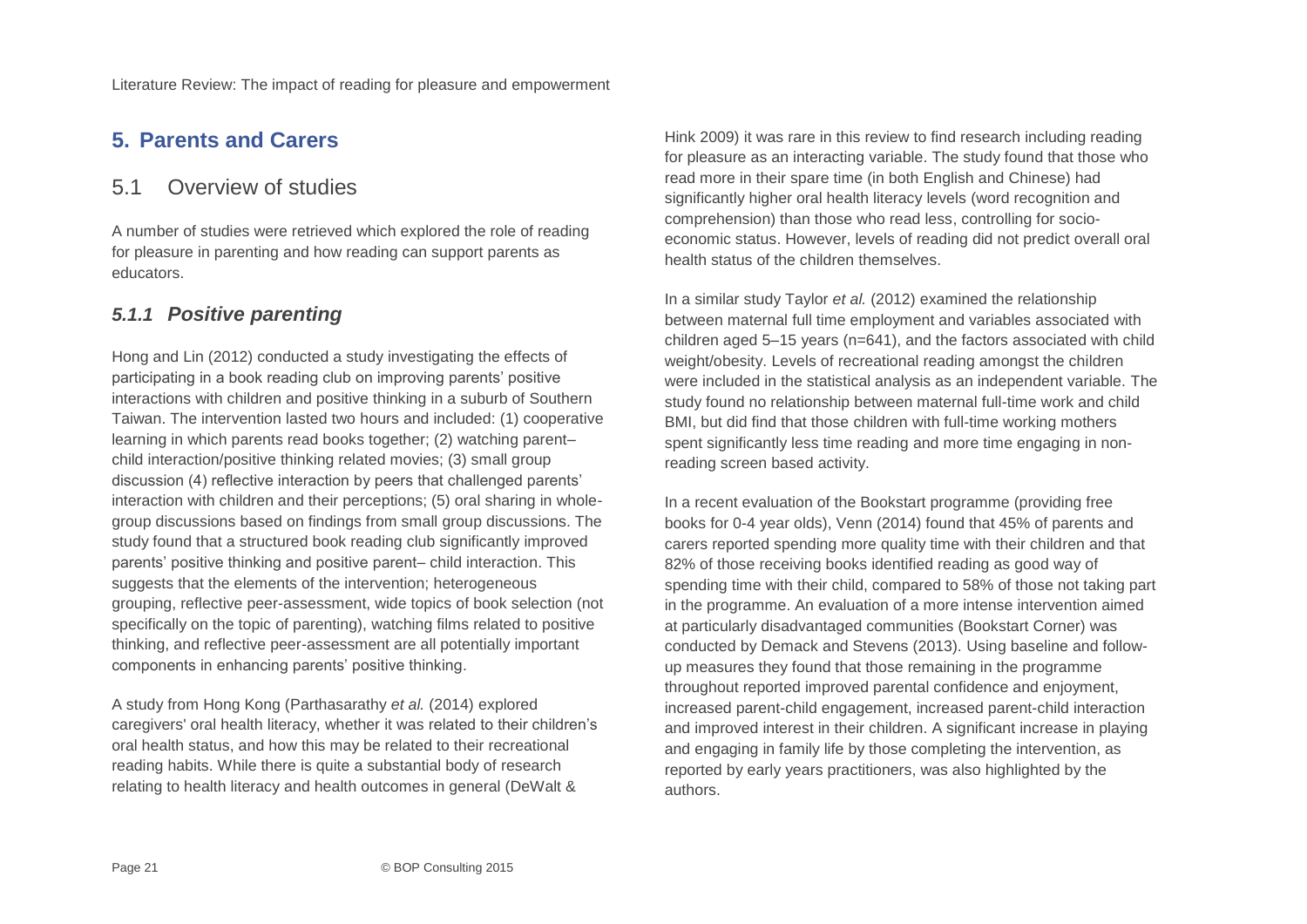## 5. Parents and Carers

### 5.1 Overview of studies

A number of studies were retrieved which explored the role of reading for pleasure in parenting and how reading can support parents as educators.

#### *5.1.1 Positive parenting*

Hong and Lin (2012) conducted a study investigating the effects of participating in a book reading club on improving parents' positive interactions with children and positive thinking in a suburb of Southern Taiwan. The intervention lasted two hours and included: (1) cooperative learning in which parents read books together; (2) watching parent–child interaction/positive thinking related movies; (3) small group discussion (4) reflective interaction by peers that challenged parents' interaction with children and their perceptions; (5) oral sharing in whole-group discussions based on findings from small group discussions. The study found that a structured book reading club significantly improved parents' positive thinking and positive parent– child interaction. This suggests that the elements of the intervention; heterogeneous grouping, reflective peer-assessment, wide topics of book selection (not specifically on the topic of parenting), watching films related to positive thinking, and reflective peer-assessment are all potentially important components in enhancing parents' positive thinking.

A study from Hong Kong (Parthasarathy *et al.* (2014) explored caregivers' oral health literacy, whether it was related to their children's oral health status, and how this may be related to their recreational reading habits. While there is quite a substantial body of research relating to health literacy and health outcomes in general (DeWalt & Hink 2009) it was rare in this review to find research including reading for pleasure as an interacting variable. The study found that those who read more in their spare time (in both English and Chinese) had significantly higher oral health literacy levels (word recognition and comprehension) than those who read less, controlling for socio-economic status. However, levels of reading did not predict overall oral health status of the children themselves.

In a similar study Taylor *et al.* (2012) examined the relationship between maternal full time employment and variables associated with children aged 5–15 years (n=641), and the factors associated with child weight/obesity. Levels of recreational reading amongst the children were included in the statistical analysis as an independent variable. The study found no relationship between maternal full-time work and child BMI, but did find that those children with full-time working mothers spent significantly less time reading and more time engaging in non-reading screen based activity.

In a recent evaluation of the Bookstart programme (providing free books for 0-4 year olds), Venn (2014) found that 45% of parents and carers reported spending more quality time with their children and that 82% of those receiving books identified reading as good way of spending time with their child, compared to 58% of those not taking part in the programme. An evaluation of a more intense intervention aimed at particularly disadvantaged communities (Bookstart Corner) was conducted by Demack and Stevens (2013). Using baseline and follow-up measures they found that those remaining in the programme throughout reported improved parental confidence and enjoyment, increased parent-child engagement, increased parent-child interaction and improved interest in their children. A significant increase in playing and engaging in family life by those completing the intervention, as reported by early years practitioners, was also highlighted by the authors.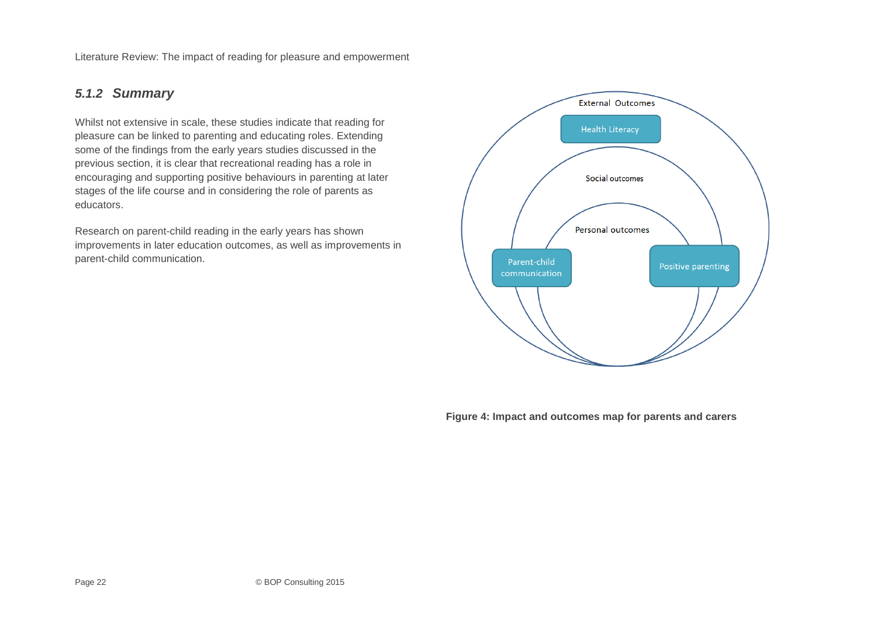### *5.1.2 Summary*

Whilst not extensive in scale, these studies indicate that reading for pleasure can be linked to parenting and educating roles. Extending some of the findings from the early years studies discussed in the previous section, it is clear that recreational reading has a role in encouraging and supporting positive behaviours in parenting at later stages of the life course and in considering the role of parents as educators.

Research on parent-child reading in the early years has shown improvements in later education outcomes, as well as improvements in parent-child communication.

External Outcomes

Health Literacy

Social outcomes

Personal outcomes

Parent-child communication

Positive parenting

**Figure 4: Impact and outcomes map for parents and carers**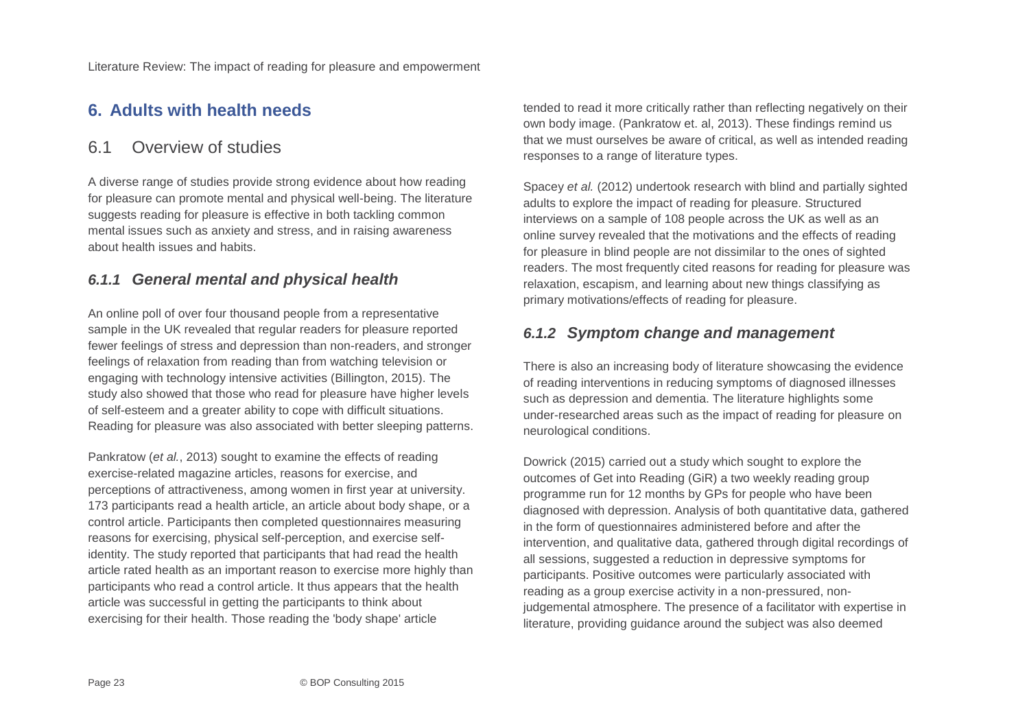## 6. Adults with health needs

### 6.1 Overview of studies

A diverse range of studies provide strong evidence about how reading for pleasure can promote mental and physical well-being. The literature suggests reading for pleasure is effective in both tackling common mental issues such as anxiety and stress, and in raising awareness about health issues and habits.

#### *6.1.1 General mental and physical health*

An online poll of over four thousand people from a representative sample in the UK revealed that regular readers for pleasure reported fewer feelings of stress and depression than non-readers, and stronger feelings of relaxation from reading than from watching television or engaging with technology intensive activities (Billington, 2015). The study also showed that those who read for pleasure have higher levels of self-esteem and a greater ability to cope with difficult situations. Reading for pleasure was also associated with better sleeping patterns.

Pankratow (*et al.*, 2013) sought to examine the effects of reading exercise-related magazine articles, reasons for exercise, and perceptions of attractiveness, among women in first year at university. 173 participants read a health article, an article about body shape, or a control article. Participants then completed questionnaires measuring reasons for exercising, physical self-perception, and exercise self-identity. The study reported that participants that had read the health article rated health as an important reason to exercise more highly than participants who read a control article. It thus appears that the health article was successful in getting the participants to think about exercising for their health. Those reading the 'body shape' article tended to read it more critically rather than reflecting negatively on their own body image. (Pankratow et. al, 2013). These findings remind us that we must ourselves be aware of critical, as well as intended reading responses to a range of literature types.

Spacey *et al.* (2012) undertook research with blind and partially sighted adults to explore the impact of reading for pleasure. Structured interviews on a sample of 108 people across the UK as well as an online survey revealed that the motivations and the effects of reading for pleasure in blind people are not dissimilar to the ones of sighted readers. The most frequently cited reasons for reading for pleasure was relaxation, escapism, and learning about new things classifying as primary motivations/effects of reading for pleasure.

#### *6.1.2 Symptom change and management*

There is also an increasing body of literature showcasing the evidence of reading interventions in reducing symptoms of diagnosed illnesses such as depression and dementia. The literature highlights some under-researched areas such as the impact of reading for pleasure on neurological conditions.

Dowrick (2015) carried out a study which sought to explore the outcomes of Get into Reading (GiR) a two weekly reading group programme run for 12 months by GPs for people who have been diagnosed with depression. Analysis of both quantitative data, gathered in the form of questionnaires administered before and after the intervention, and qualitative data, gathered through digital recordings of all sessions, suggested a reduction in depressive symptoms for participants. Positive outcomes were particularly associated with reading as a group exercise activity in a non-pressured, non-judgemental atmosphere. The presence of a facilitator with expertise in literature, providing guidance around the subject was also deemed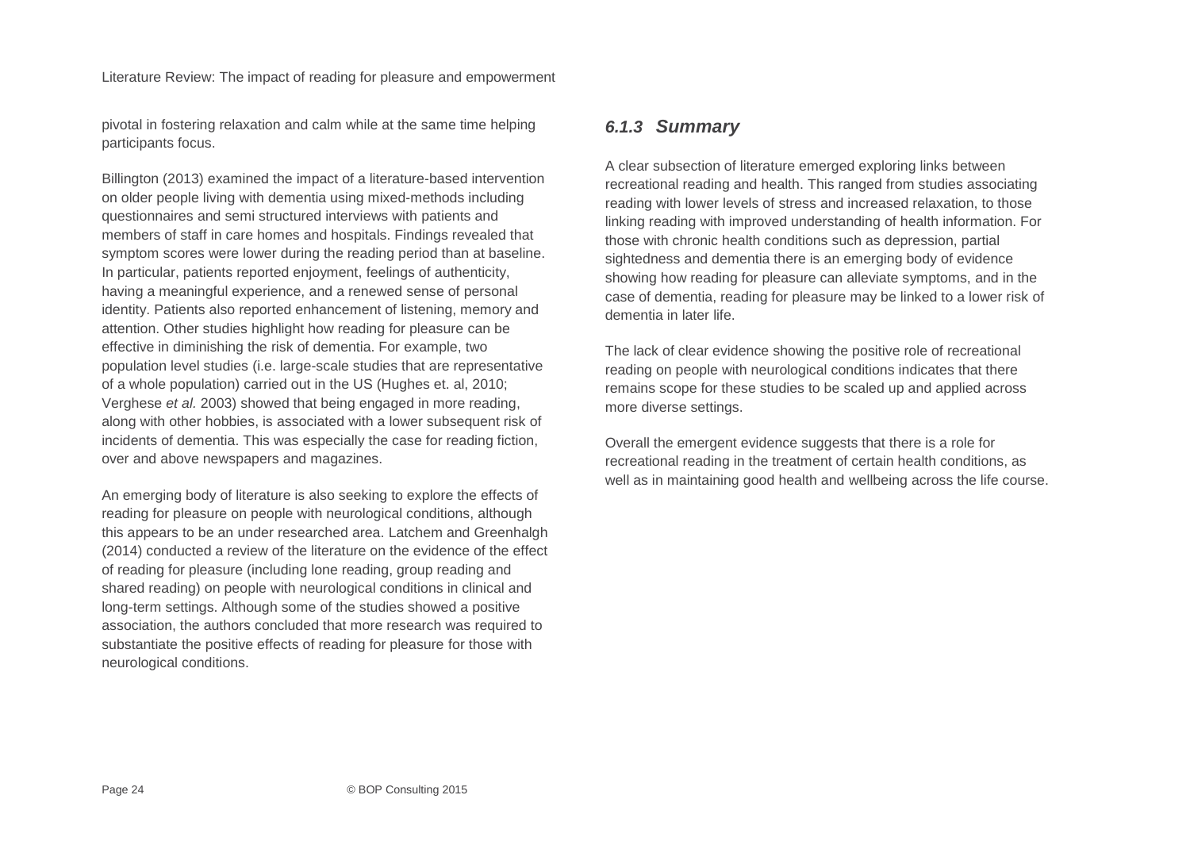pivotal in fostering relaxation and calm while at the same time helping participants focus.

Billington (2013) examined the impact of a literature-based intervention on older people living with dementia using mixed-methods including questionnaires and semi structured interviews with patients and members of staff in care homes and hospitals. Findings revealed that symptom scores were lower during the reading period than at baseline. In particular, patients reported enjoyment, feelings of authenticity, having a meaningful experience, and a renewed sense of personal identity. Patients also reported enhancement of listening, memory and attention. Other studies highlight how reading for pleasure can be effective in diminishing the risk of dementia. For example, two population level studies (i.e. large-scale studies that are representative of a whole population) carried out in the US (Hughes et. al, 2010; Verghese *et al.* 2003) showed that being engaged in more reading, along with other hobbies, is associated with a lower subsequent risk of incidents of dementia. This was especially the case for reading fiction, over and above newspapers and magazines.

An emerging body of literature is also seeking to explore the effects of reading for pleasure on people with neurological conditions, although this appears to be an under researched area. Latchem and Greenhalgh (2014) conducted a review of the literature on the evidence of the effect of reading for pleasure (including lone reading, group reading and shared reading) on people with neurological conditions in clinical and long-term settings. Although some of the studies showed a positive association, the authors concluded that more research was required to substantiate the positive effects of reading for pleasure for those with neurological conditions.

### *6.1.3 Summary*

A clear subsection of literature emerged exploring links between recreational reading and health. This ranged from studies associating reading with lower levels of stress and increased relaxation, to those linking reading with improved understanding of health information. For those with chronic health conditions such as depression, partial sightedness and dementia there is an emerging body of evidence showing how reading for pleasure can alleviate symptoms, and in the case of dementia, reading for pleasure may be linked to a lower risk of dementia in later life.

The lack of clear evidence showing the positive role of recreational reading on people with neurological conditions indicates that there remains scope for these studies to be scaled up and applied across more diverse settings.

Overall the emergent evidence suggests that there is a role for recreational reading in the treatment of certain health conditions, as well as in maintaining good health and wellbeing across the life course.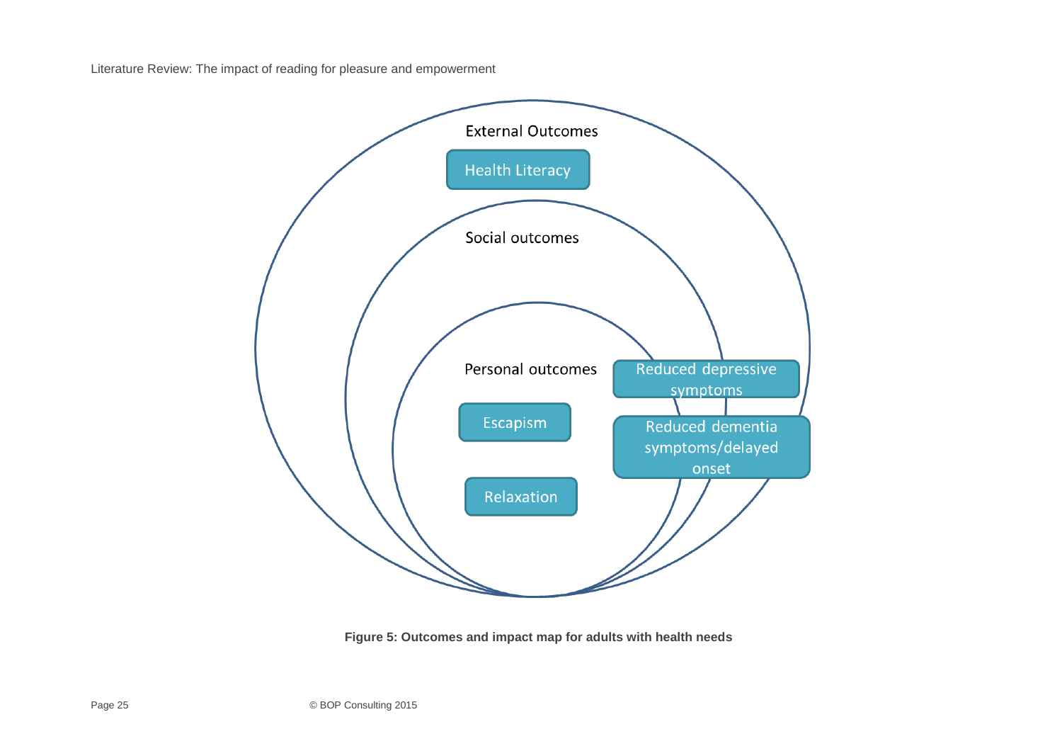External Outcomes

Health Literacy

Social outcomes

Personal outcomes

Escapism

Relaxation

Reduced depressive symptoms

Reduced dementia symptoms/delayed onset

**Figure 5: Outcomes and impact map for adults with health needs**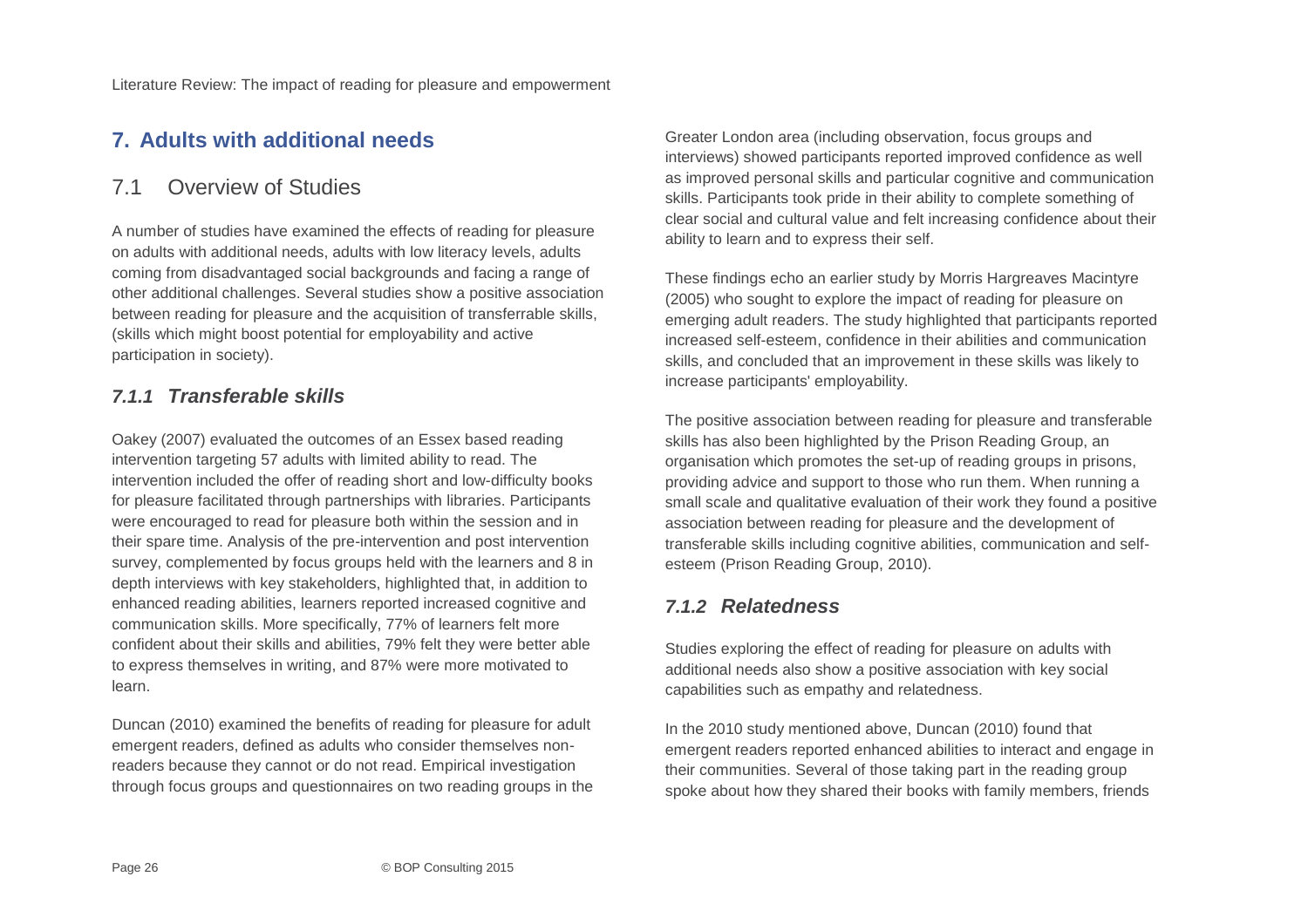# 7. Adults with additional needs

## 7.1 Overview of Studies

A number of studies have examined the effects of reading for pleasure on adults with additional needs, adults with low literacy levels, adults coming from disadvantaged social backgrounds and facing a range of other additional challenges. Several studies show a positive association between reading for pleasure and the acquisition of transferrable skills, (skills which might boost potential for employability and active participation in society).

### *7.1.1 Transferable skills*

Oakey (2007) evaluated the outcomes of an Essex based reading intervention targeting 57 adults with limited ability to read. The intervention included the offer of reading short and low-difficulty books for pleasure facilitated through partnerships with libraries. Participants were encouraged to read for pleasure both within the session and in their spare time. Analysis of the pre-intervention and post intervention survey, complemented by focus groups held with the learners and 8 in depth interviews with key stakeholders, highlighted that, in addition to enhanced reading abilities, learners reported increased cognitive and communication skills. More specifically, 77% of learners felt more confident about their skills and abilities, 79% felt they were better able to express themselves in writing, and 87% were more motivated to learn.

Duncan (2010) examined the benefits of reading for pleasure for adult emergent readers, defined as adults who consider themselves non-readers because they cannot or do not read. Empirical investigation through focus groups and questionnaires on two reading groups in the Greater London area (including observation, focus groups and interviews) showed participants reported improved confidence as well as improved personal skills and particular cognitive and communication skills. Participants took pride in their ability to complete something of clear social and cultural value and felt increasing confidence about their ability to learn and to express their self.

These findings echo an earlier study by Morris Hargreaves Macintyre (2005) who sought to explore the impact of reading for pleasure on emerging adult readers. The study highlighted that participants reported increased self-esteem, confidence in their abilities and communication skills, and concluded that an improvement in these skills was likely to increase participants' employability.

The positive association between reading for pleasure and transferable skills has also been highlighted by the Prison Reading Group, an organisation which promotes the set-up of reading groups in prisons, providing advice and support to those who run them. When running a small scale and qualitative evaluation of their work they found a positive association between reading for pleasure and the development of transferable skills including cognitive abilities, communication and self-esteem (Prison Reading Group, 2010).

### *7.1.2 Relatedness*

Studies exploring the effect of reading for pleasure on adults with additional needs also show a positive association with key social capabilities such as empathy and relatedness.

In the 2010 study mentioned above, Duncan (2010) found that emergent readers reported enhanced abilities to interact and engage in their communities. Several of those taking part in the reading group spoke about how they shared their books with family members, friends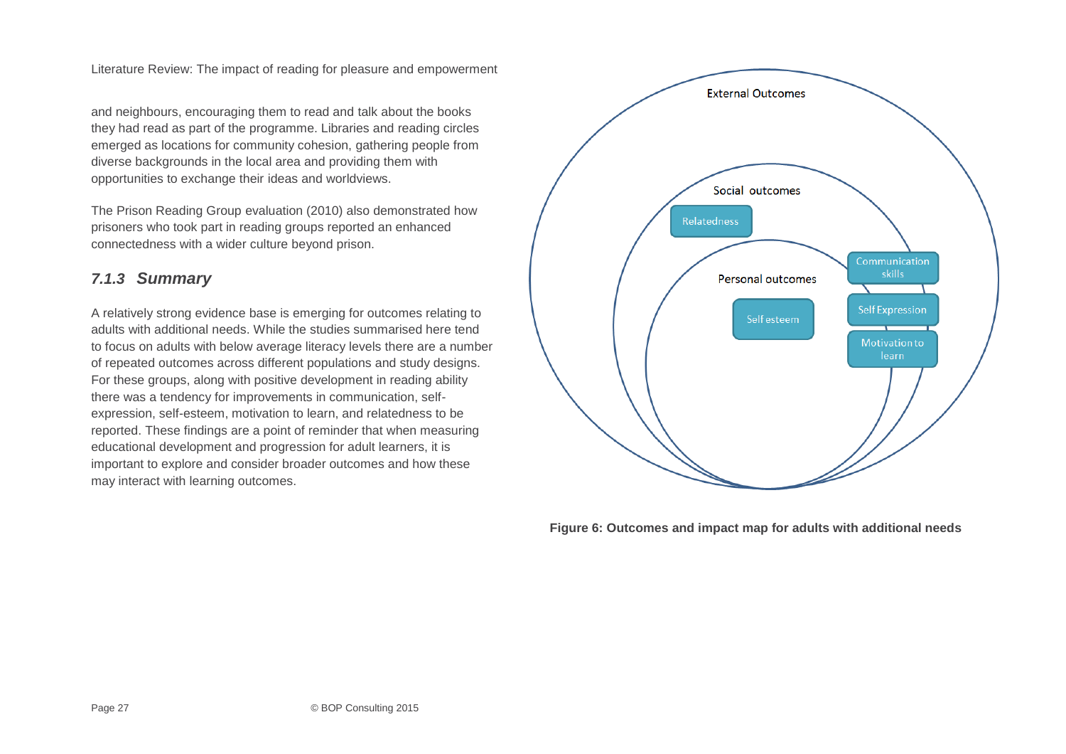and neighbours, encouraging them to read and talk about the books they had read as part of the programme. Libraries and reading circles emerged as locations for community cohesion, gathering people from diverse backgrounds in the local area and providing them with opportunities to exchange their ideas and worldviews.

The Prison Reading Group evaluation (2010) also demonstrated how prisoners who took part in reading groups reported an enhanced connectedness with a wider culture beyond prison.

### *7.1.3 Summary*

A relatively strong evidence base is emerging for outcomes relating to adults with additional needs. While the studies summarised here tend to focus on adults with below average literacy levels there are a number of repeated outcomes across different populations and study designs. For these groups, along with positive development in reading ability there was a tendency for improvements in communication, self-expression, self-esteem, motivation to learn, and relatedness to be reported. These findings are a point of reminder that when measuring educational development and progression for adult learners, it is important to explore and consider broader outcomes and how these may interact with learning outcomes.

External Outcomes

Social outcomes

Relatedness

Communication skills

Personal outcomes

Self esteem

Self Expression

Motivation to learn

**Figure 6: Outcomes and impact map for adults with additional needs**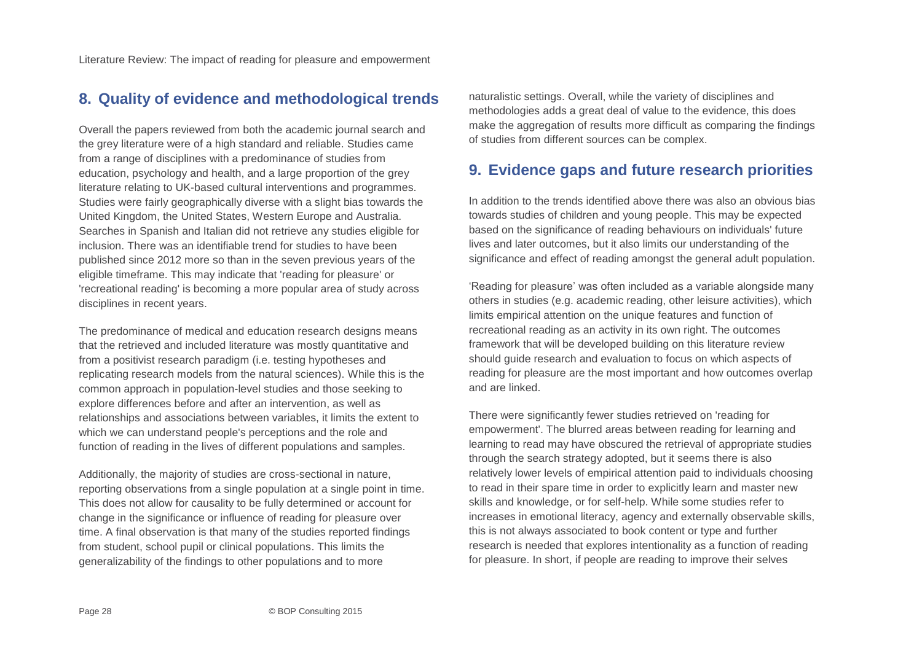## 8. Quality of evidence and methodological trends

Overall the papers reviewed from both the academic journal search and the grey literature were of a high standard and reliable. Studies came from a range of disciplines with a predominance of studies from education, psychology and health, and a large proportion of the grey literature relating to UK-based cultural interventions and programmes. Studies were fairly geographically diverse with a slight bias towards the United Kingdom, the United States, Western Europe and Australia. Searches in Spanish and Italian did not retrieve any studies eligible for inclusion. There was an identifiable trend for studies to have been published since 2012 more so than in the seven previous years of the eligible timeframe. This may indicate that 'reading for pleasure' or 'recreational reading' is becoming a more popular area of study across disciplines in recent years.

The predominance of medical and education research designs means that the retrieved and included literature was mostly quantitative and from a positivist research paradigm (i.e. testing hypotheses and replicating research models from the natural sciences). While this is the common approach in population-level studies and those seeking to explore differences before and after an intervention, as well as relationships and associations between variables, it limits the extent to which we can understand people's perceptions and the role and function of reading in the lives of different populations and samples.

Additionally, the majority of studies are cross-sectional in nature, reporting observations from a single population at a single point in time. This does not allow for causality to be fully determined or account for change in the significance or influence of reading for pleasure over time. A final observation is that many of the studies reported findings from student, school pupil or clinical populations. This limits the generalizability of the findings to other populations and to more naturalistic settings. Overall, while the variety of disciplines and methodologies adds a great deal of value to the evidence, this does make the aggregation of results more difficult as comparing the findings of studies from different sources can be complex.

## 9. Evidence gaps and future research priorities

In addition to the trends identified above there was also an obvious bias towards studies of children and young people. This may be expected based on the significance of reading behaviours on individuals' future lives and later outcomes, but it also limits our understanding of the significance and effect of reading amongst the general adult population.

'Reading for pleasure' was often included as a variable alongside many others in studies (e.g. academic reading, other leisure activities), which limits empirical attention on the unique features and function of recreational reading as an activity in its own right. The outcomes framework that will be developed building on this literature review should guide research and evaluation to focus on which aspects of reading for pleasure are the most important and how outcomes overlap and are linked.

There were significantly fewer studies retrieved on 'reading for empowerment'. The blurred areas between reading for learning and learning to read may have obscured the retrieval of appropriate studies through the search strategy adopted, but it seems there is also relatively lower levels of empirical attention paid to individuals choosing to read in their spare time in order to explicitly learn and master new skills and knowledge, or for self-help. While some studies refer to increases in emotional literacy, agency and externally observable skills, this is not always associated to book content or type and further research is needed that explores intentionality as a function of reading for pleasure. In short, if people are reading to improve their selves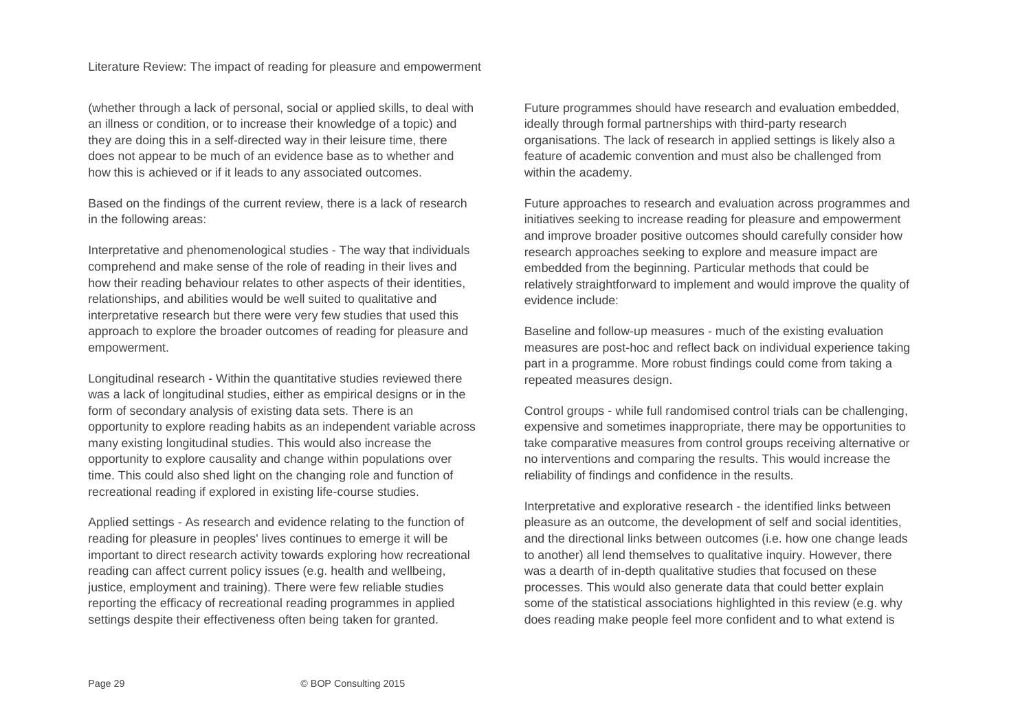(whether through a lack of personal, social or applied skills, to deal with an illness or condition, or to increase their knowledge of a topic) and they are doing this in a self-directed way in their leisure time, there does not appear to be much of an evidence base as to whether and how this is achieved or if it leads to any associated outcomes.

Based on the findings of the current review, there is a lack of research in the following areas:

Interpretative and phenomenological studies - The way that individuals comprehend and make sense of the role of reading in their lives and how their reading behaviour relates to other aspects of their identities, relationships, and abilities would be well suited to qualitative and interpretative research but there were very few studies that used this approach to explore the broader outcomes of reading for pleasure and empowerment.

Longitudinal research - Within the quantitative studies reviewed there was a lack of longitudinal studies, either as empirical designs or in the form of secondary analysis of existing data sets. There is an opportunity to explore reading habits as an independent variable across many existing longitudinal studies. This would also increase the opportunity to explore causality and change within populations over time. This could also shed light on the changing role and function of recreational reading if explored in existing life-course studies.

Applied settings - As research and evidence relating to the function of reading for pleasure in peoples' lives continues to emerge it will be important to direct research activity towards exploring how recreational reading can affect current policy issues (e.g. health and wellbeing, justice, employment and training). There were few reliable studies reporting the efficacy of recreational reading programmes in applied settings despite their effectiveness often being taken for granted.

Future programmes should have research and evaluation embedded, ideally through formal partnerships with third-party research organisations. The lack of research in applied settings is likely also a feature of academic convention and must also be challenged from within the academy.

Future approaches to research and evaluation across programmes and initiatives seeking to increase reading for pleasure and empowerment and improve broader positive outcomes should carefully consider how research approaches seeking to explore and measure impact are embedded from the beginning. Particular methods that could be relatively straightforward to implement and would improve the quality of evidence include:

Baseline and follow-up measures - much of the existing evaluation measures are post-hoc and reflect back on individual experience taking part in a programme. More robust findings could come from taking a repeated measures design.

Control groups - while full randomised control trials can be challenging, expensive and sometimes inappropriate, there may be opportunities to take comparative measures from control groups receiving alternative or no interventions and comparing the results. This would increase the reliability of findings and confidence in the results.

Interpretative and explorative research - the identified links between pleasure as an outcome, the development of self and social identities, and the directional links between outcomes (i.e. how one change leads to another) all lend themselves to qualitative inquiry. However, there was a dearth of in-depth qualitative studies that focused on these processes. This would also generate data that could better explain some of the statistical associations highlighted in this review (e.g. why does reading make people feel more confident and to what extend is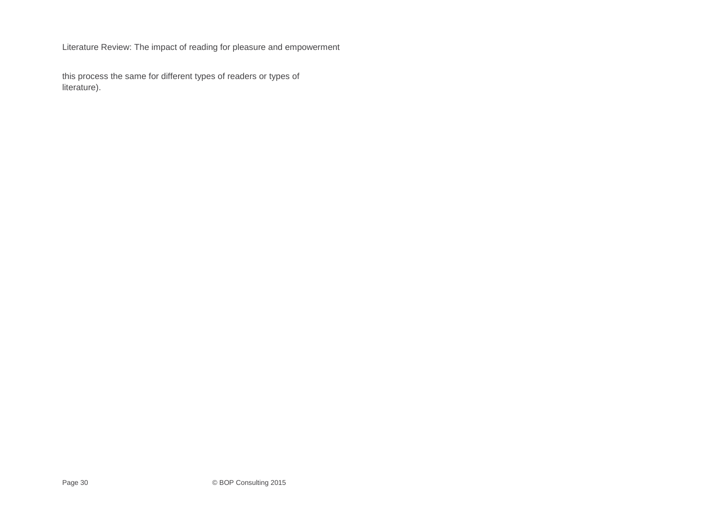this process the same for different types of readers or types of literature).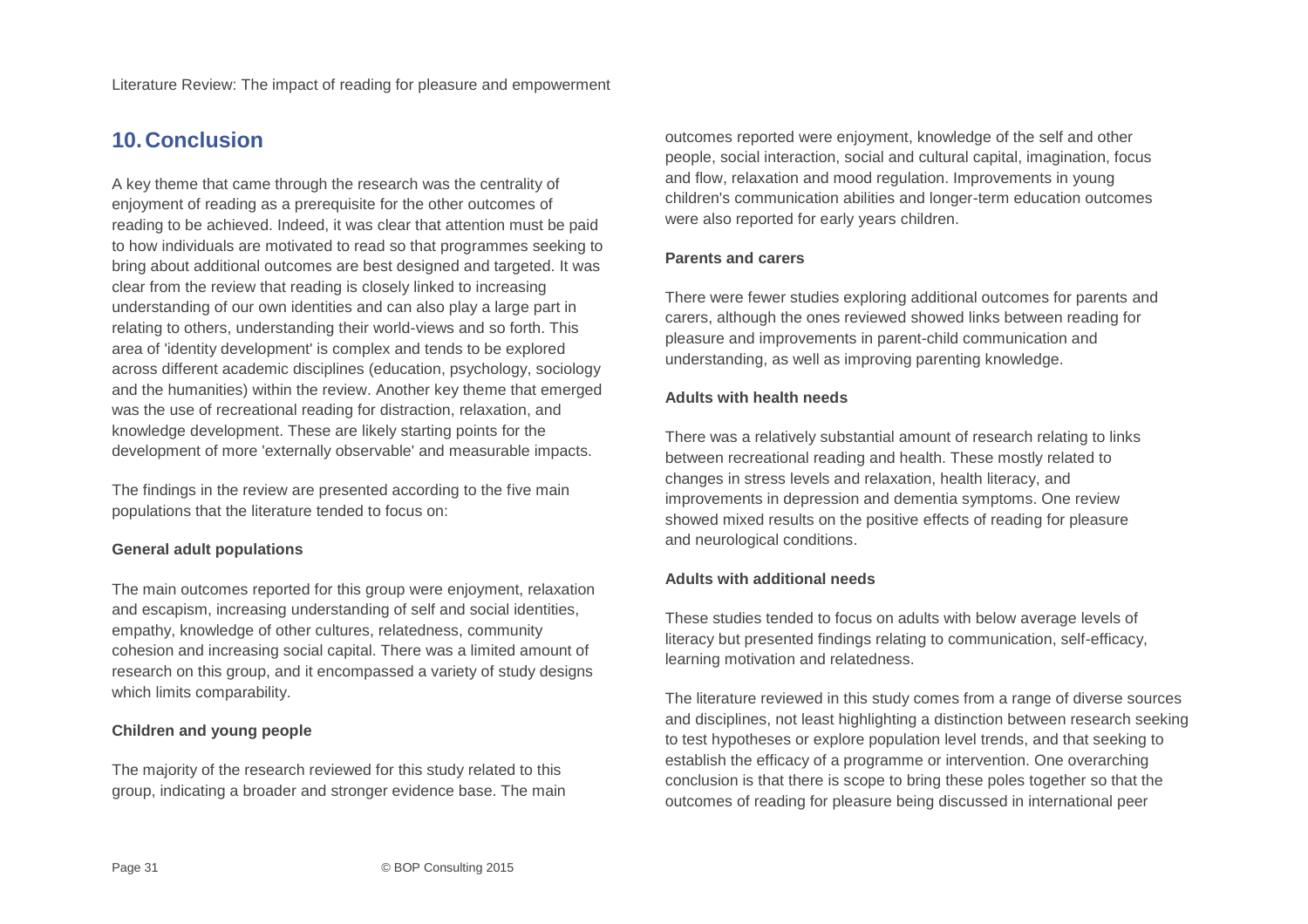## 10. Conclusion

A key theme that came through the research was the centrality of enjoyment of reading as a prerequisite for the other outcomes of reading to be achieved. Indeed, it was clear that attention must be paid to how individuals are motivated to read so that programmes seeking to bring about additional outcomes are best designed and targeted. It was clear from the review that reading is closely linked to increasing understanding of our own identities and can also play a large part in relating to others, understanding their world-views and so forth. This area of 'identity development' is complex and tends to be explored across different academic disciplines (education, psychology, sociology and the humanities) within the review. Another key theme that emerged was the use of recreational reading for distraction, relaxation, and knowledge development. These are likely starting points for the development of more 'externally observable' and measurable impacts.

The findings in the review are presented according to the five main populations that the literature tended to focus on:

**General adult populations**

The main outcomes reported for this group were enjoyment, relaxation and escapism, increasing understanding of self and social identities, empathy, knowledge of other cultures, relatedness, community cohesion and increasing social capital. There was a limited amount of research on this group, and it encompassed a variety of study designs which limits comparability.

**Children and young people**

The majority of the research reviewed for this study related to this group, indicating a broader and stronger evidence base. The main outcomes reported were enjoyment, knowledge of the self and other people, social interaction, social and cultural capital, imagination, focus and flow, relaxation and mood regulation. Improvements in young children's communication abilities and longer-term education outcomes were also reported for early years children.

**Parents and carers**

There were fewer studies exploring additional outcomes for parents and carers, although the ones reviewed showed links between reading for pleasure and improvements in parent-child communication and understanding, as well as improving parenting knowledge.

**Adults with health needs**

There was a relatively substantial amount of research relating to links between recreational reading and health. These mostly related to changes in stress levels and relaxation, health literacy, and improvements in depression and dementia symptoms. One review showed mixed results on the positive effects of reading for pleasure and neurological conditions.

**Adults with additional needs**

These studies tended to focus on adults with below average levels of literacy but presented findings relating to communication, self-efficacy, learning motivation and relatedness.

The literature reviewed in this study comes from a range of diverse sources and disciplines, not least highlighting a distinction between research seeking to test hypotheses or explore population level trends, and that seeking to establish the efficacy of a programme or intervention. One overarching conclusion is that there is scope to bring these poles together so that the outcomes of reading for pleasure being discussed in international peer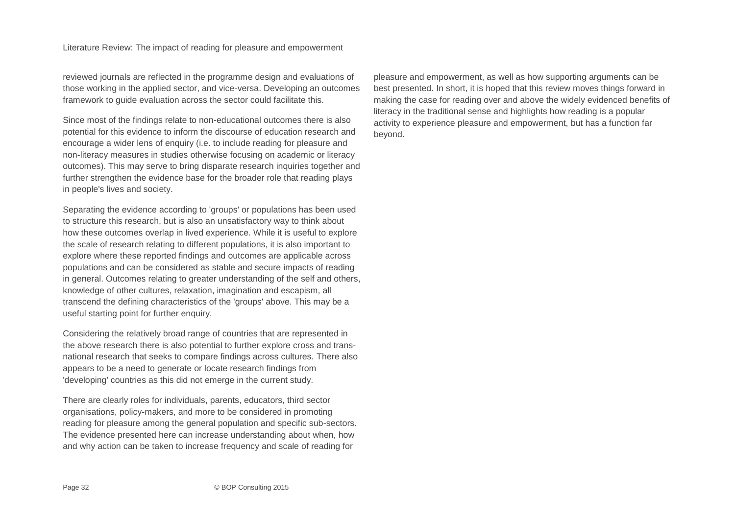reviewed journals are reflected in the programme design and evaluations of those working in the applied sector, and vice-versa. Developing an outcomes framework to guide evaluation across the sector could facilitate this.

Since most of the findings relate to non-educational outcomes there is also potential for this evidence to inform the discourse of education research and encourage a wider lens of enquiry (i.e. to include reading for pleasure and non-literacy measures in studies otherwise focusing on academic or literacy outcomes). This may serve to bring disparate research inquiries together and further strengthen the evidence base for the broader role that reading plays in people's lives and society.

Separating the evidence according to 'groups' or populations has been used to structure this research, but is also an unsatisfactory way to think about how these outcomes overlap in lived experience. While it is useful to explore the scale of research relating to different populations, it is also important to explore where these reported findings and outcomes are applicable across populations and can be considered as stable and secure impacts of reading in general. Outcomes relating to greater understanding of the self and others, knowledge of other cultures, relaxation, imagination and escapism, all transcend the defining characteristics of the 'groups' above. This may be a useful starting point for further enquiry.

Considering the relatively broad range of countries that are represented in the above research there is also potential to further explore cross and trans-national research that seeks to compare findings across cultures. There also appears to be a need to generate or locate research findings from 'developing' countries as this did not emerge in the current study.

There are clearly roles for individuals, parents, educators, third sector organisations, policy-makers, and more to be considered in promoting reading for pleasure among the general population and specific sub-sectors. The evidence presented here can increase understanding about when, how and why action can be taken to increase frequency and scale of reading for pleasure and empowerment, as well as how supporting arguments can be best presented. In short, it is hoped that this review moves things forward in making the case for reading over and above the widely evidenced benefits of literacy in the traditional sense and highlights how reading is a popular activity to experience pleasure and empowerment, but has a function far beyond.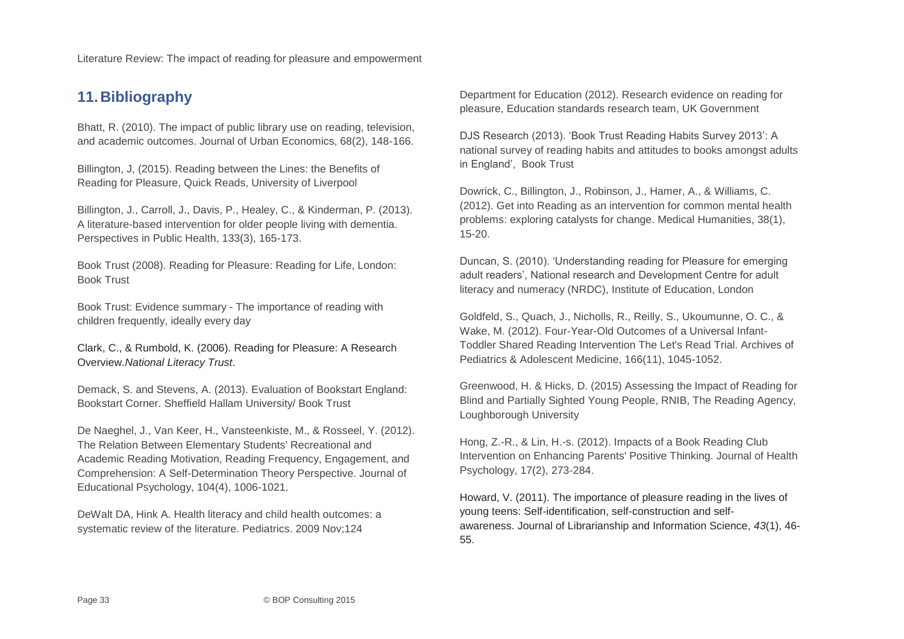## 11. Bibliography

Bhatt, R. (2010). The impact of public library use on reading, television, and academic outcomes. Journal of Urban Economics, 68(2), 148-166.

Billington, J, (2015). Reading between the Lines: the Benefits of Reading for Pleasure, Quick Reads, University of Liverpool

Billington, J., Carroll, J., Davis, P., Healey, C., & Kinderman, P. (2013). A literature-based intervention for older people living with dementia. Perspectives in Public Health, 133(3), 165-173.

Book Trust (2008). Reading for Pleasure: Reading for Life, London: Book Trust

Book Trust: Evidence summary - The importance of reading with children frequently, ideally every day

Clark, C., & Rumbold, K. (2006). Reading for Pleasure: A Research Overview.*National Literacy Trust*.

Demack, S. and Stevens, A. (2013). Evaluation of Bookstart England: Bookstart Corner. Sheffield Hallam University/ Book Trust

De Naeghel, J., Van Keer, H., Vansteenkiste, M., & Rosseel, Y. (2012). The Relation Between Elementary Students' Recreational and Academic Reading Motivation, Reading Frequency, Engagement, and Comprehension: A Self-Determination Theory Perspective. Journal of Educational Psychology, 104(4), 1006-1021.

DeWalt DA, Hink A. Health literacy and child health outcomes: a systematic review of the literature. Pediatrics. 2009 Nov;124

Department for Education (2012). Research evidence on reading for pleasure, Education standards research team, UK Government

DJS Research (2013). 'Book Trust Reading Habits Survey 2013': A national survey of reading habits and attitudes to books amongst adults in England', Book Trust

Dowrick, C., Billington, J., Robinson, J., Hamer, A., & Williams, C. (2012). Get into Reading as an intervention for common mental health problems: exploring catalysts for change. Medical Humanities, 38(1), 15-20.

Duncan, S. (2010). 'Understanding reading for Pleasure for emerging adult readers', National research and Development Centre for adult literacy and numeracy (NRDC), Institute of Education, London

Goldfeld, S., Quach, J., Nicholls, R., Reilly, S., Ukoumunne, O. C., & Wake, M. (2012). Four-Year-Old Outcomes of a Universal Infant-Toddler Shared Reading Intervention The Let's Read Trial. Archives of Pediatrics & Adolescent Medicine, 166(11), 1045-1052.

Greenwood, H. & Hicks, D. (2015) Assessing the Impact of Reading for Blind and Partially Sighted Young People, RNIB, The Reading Agency, Loughborough University

Hong, Z.-R., & Lin, H.-s. (2012). Impacts of a Book Reading Club Intervention on Enhancing Parents' Positive Thinking. Journal of Health Psychology, 17(2), 273-284.

Howard, V. (2011). The importance of pleasure reading in the lives of young teens: Self-identification, self-construction and self-awareness. Journal of Librarianship and Information Science, *43*(1), 46-55.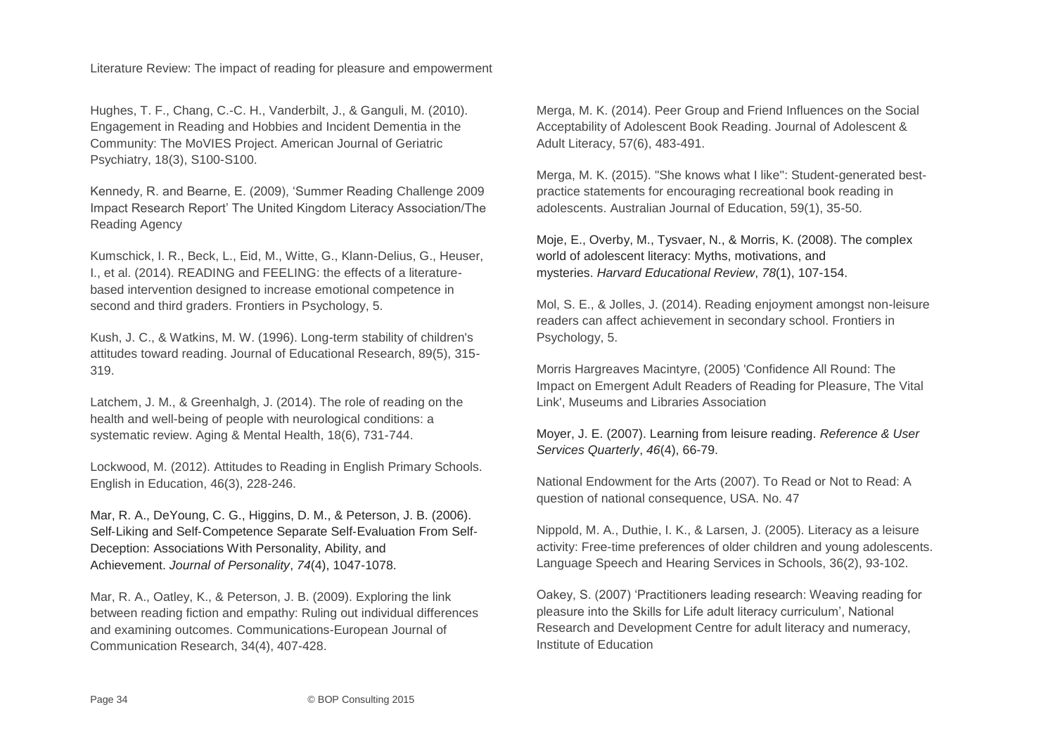Hughes, T. F., Chang, C.-C. H., Vanderbilt, J., & Ganguli, M. (2010). Engagement in Reading and Hobbies and Incident Dementia in the Community: The MoVIES Project. American Journal of Geriatric Psychiatry, 18(3), S100-S100.

Kennedy, R. and Bearne, E. (2009), 'Summer Reading Challenge 2009 Impact Research Report' The United Kingdom Literacy Association/The Reading Agency

Kumschick, I. R., Beck, L., Eid, M., Witte, G., Klann-Delius, G., Heuser, I., et al. (2014). READING and FEELING: the effects of a literature-based intervention designed to increase emotional competence in second and third graders. Frontiers in Psychology, 5.

Kush, J. C., & Watkins, M. W. (1996). Long-term stability of children's attitudes toward reading. Journal of Educational Research, 89(5), 315-319.

Latchem, J. M., & Greenhalgh, J. (2014). The role of reading on the health and well-being of people with neurological conditions: a systematic review. Aging & Mental Health, 18(6), 731-744.

Lockwood, M. (2012). Attitudes to Reading in English Primary Schools. English in Education, 46(3), 228-246.

Mar, R. A., DeYoung, C. G., Higgins, D. M., & Peterson, J. B. (2006). Self-Liking and Self-Competence Separate Self-Evaluation From Self-Deception: Associations With Personality, Ability, and Achievement. *Journal of Personality*, *74*(4), 1047-1078.

Mar, R. A., Oatley, K., & Peterson, J. B. (2009). Exploring the link between reading fiction and empathy: Ruling out individual differences and examining outcomes. Communications-European Journal of Communication Research, 34(4), 407-428.

Merga, M. K. (2014). Peer Group and Friend Influences on the Social Acceptability of Adolescent Book Reading. Journal of Adolescent & Adult Literacy, 57(6), 483-491.

Merga, M. K. (2015). "She knows what I like": Student-generated best-practice statements for encouraging recreational book reading in adolescents. Australian Journal of Education, 59(1), 35-50.

Moje, E., Overby, M., Tysvaer, N., & Morris, K. (2008). The complex world of adolescent literacy: Myths, motivations, and mysteries. *Harvard Educational Review*, *78*(1), 107-154.

Mol, S. E., & Jolles, J. (2014). Reading enjoyment amongst non-leisure readers can affect achievement in secondary school. Frontiers in Psychology, 5.

Morris Hargreaves Macintyre, (2005) 'Confidence All Round: The Impact on Emergent Adult Readers of Reading for Pleasure, The Vital Link', Museums and Libraries Association

Moyer, J. E. (2007). Learning from leisure reading. *Reference & User Services Quarterly*, *46*(4), 66-79.

National Endowment for the Arts (2007). To Read or Not to Read: A question of national consequence, USA. No. 47

Nippold, M. A., Duthie, I. K., & Larsen, J. (2005). Literacy as a leisure activity: Free-time preferences of older children and young adolescents. Language Speech and Hearing Services in Schools, 36(2), 93-102.

Oakey, S. (2007) 'Practitioners leading research: Weaving reading for pleasure into the Skills for Life adult literacy curriculum', National Research and Development Centre for adult literacy and numeracy, Institute of Education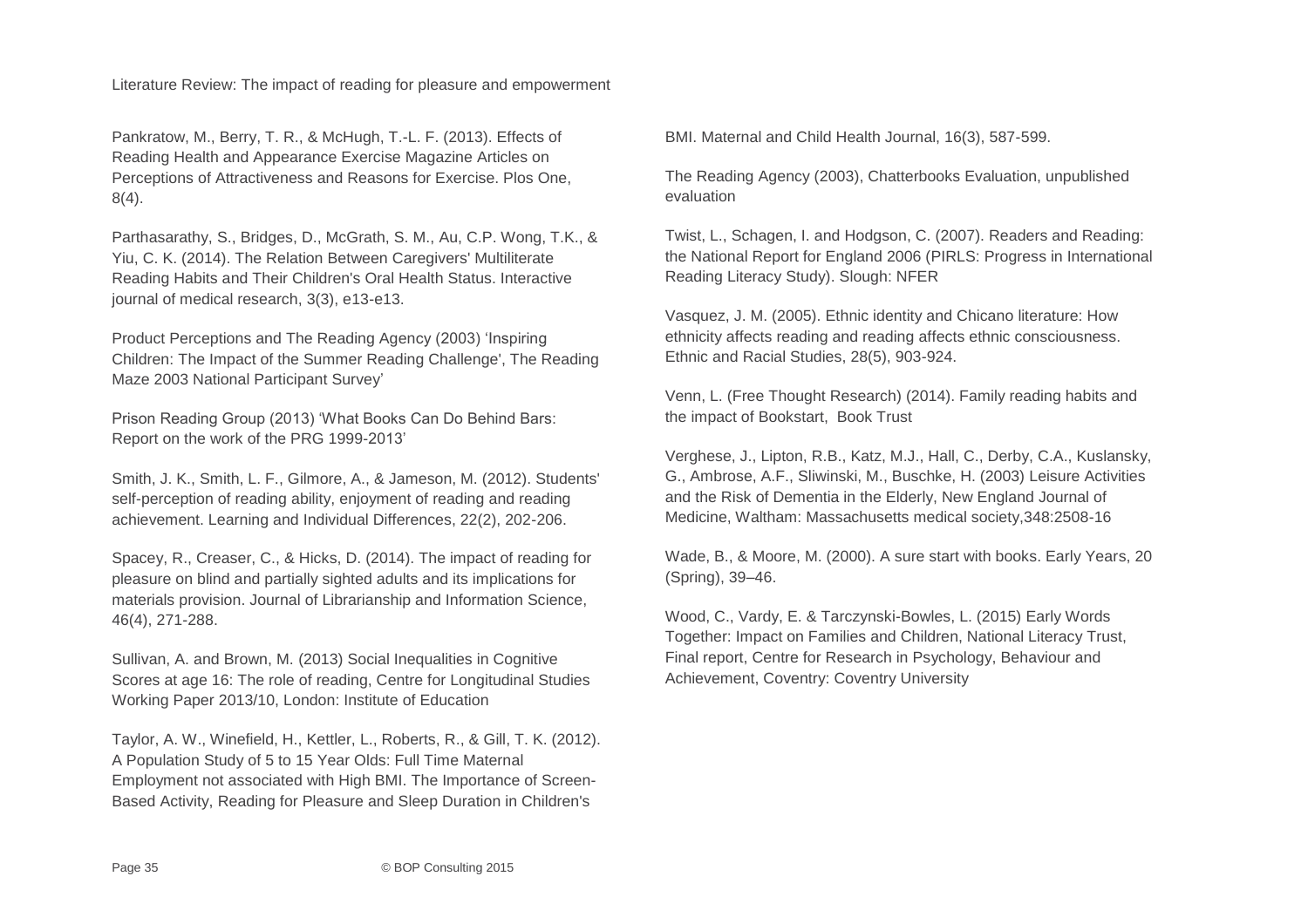Pankratow, M., Berry, T. R., & McHugh, T.-L. F. (2013). Effects of Reading Health and Appearance Exercise Magazine Articles on Perceptions of Attractiveness and Reasons for Exercise. Plos One, 8(4).

Parthasarathy, S., Bridges, D., McGrath, S. M., Au, C.P. Wong, T.K., & Yiu, C. K. (2014). The Relation Between Caregivers' Multiliterate Reading Habits and Their Children's Oral Health Status. Interactive journal of medical research, 3(3), e13-e13.

Product Perceptions and The Reading Agency (2003) 'Inspiring Children: The Impact of the Summer Reading Challenge', The Reading Maze 2003 National Participant Survey'

Prison Reading Group (2013) 'What Books Can Do Behind Bars: Report on the work of the PRG 1999-2013'

Smith, J. K., Smith, L. F., Gilmore, A., & Jameson, M. (2012). Students' self-perception of reading ability, enjoyment of reading and reading achievement. Learning and Individual Differences, 22(2), 202-206.

Spacey, R., Creaser, C., & Hicks, D. (2014). The impact of reading for pleasure on blind and partially sighted adults and its implications for materials provision. Journal of Librarianship and Information Science, 46(4), 271-288.

Sullivan, A. and Brown, M. (2013) Social Inequalities in Cognitive Scores at age 16: The role of reading, Centre for Longitudinal Studies Working Paper 2013/10, London: Institute of Education

Taylor, A. W., Winefield, H., Kettler, L., Roberts, R., & Gill, T. K. (2012). A Population Study of 5 to 15 Year Olds: Full Time Maternal Employment not associated with High BMI. The Importance of Screen-Based Activity, Reading for Pleasure and Sleep Duration in Children's BMI. Maternal and Child Health Journal, 16(3), 587-599.

The Reading Agency (2003), Chatterbooks Evaluation, unpublished evaluation

Twist, L., Schagen, I. and Hodgson, C. (2007). Readers and Reading: the National Report for England 2006 (PIRLS: Progress in International Reading Literacy Study). Slough: NFER

Vasquez, J. M. (2005). Ethnic identity and Chicano literature: How ethnicity affects reading and reading affects ethnic consciousness. Ethnic and Racial Studies, 28(5), 903-924.

Venn, L. (Free Thought Research) (2014). Family reading habits and the impact of Bookstart, Book Trust

Verghese, J., Lipton, R.B., Katz, M.J., Hall, C., Derby, C.A., Kuslansky, G., Ambrose, A.F., Sliwinski, M., Buschke, H. (2003) Leisure Activities and the Risk of Dementia in the Elderly, New England Journal of Medicine, Waltham: Massachusetts medical society,348:2508-16

Wade, B., & Moore, M. (2000). A sure start with books. Early Years, 20 (Spring), 39–46.

Wood, C., Vardy, E. & Tarczynski-Bowles, L. (2015) Early Words Together: Impact on Families and Children, National Literacy Trust, Final report, Centre for Research in Psychology, Behaviour and Achievement, Coventry: Coventry University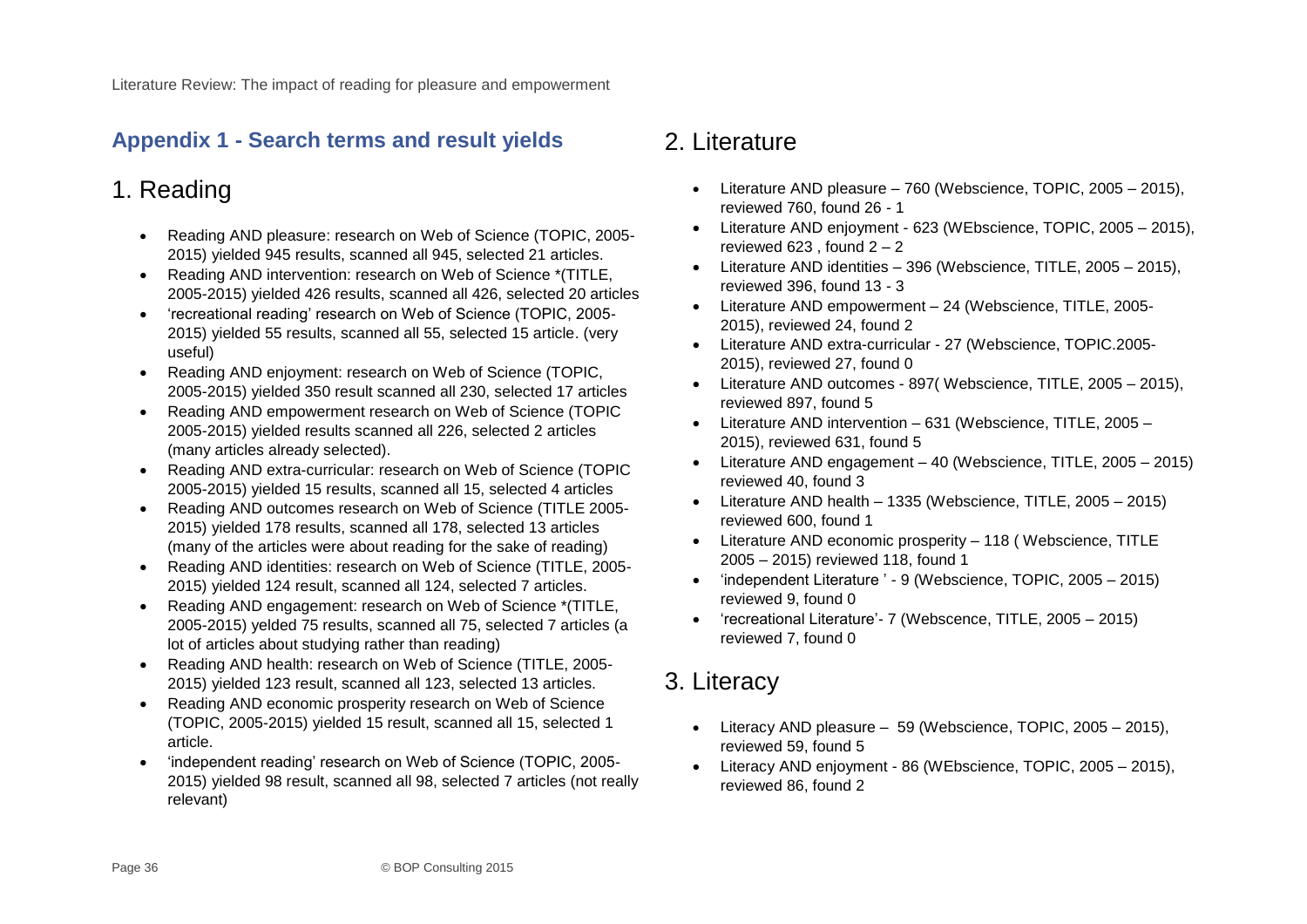## Appendix 1 - Search terms and result yields

# 1. Reading

- Reading AND pleasure: research on Web of Science (TOPIC, 2005-2015) yielded 945 results, scanned all 945, selected 21 articles.
- Reading AND intervention: research on Web of Science *(TITLE, 2005-2015) yielded 426 results, scanned all 426, selected 20 articles
- 'recreational reading' research on Web of Science (TOPIC, 2005-2015) yielded 55 results, scanned all 55, selected 15 article. (very useful)
- Reading AND enjoyment: research on Web of Science (TOPIC, 2005-2015) yielded 350 result scanned all 230, selected 17 articles
- Reading AND empowerment research on Web of Science (TOPIC 2005-2015) yielded results scanned all 226, selected 2 articles (many articles already selected).
- Reading AND extra-curricular: research on Web of Science (TOPIC 2005-2015) yielded 15 results, scanned all 15, selected 4 articles
- Reading AND outcomes research on Web of Science (TITLE 2005-2015) yielded 178 results, scanned all 178, selected 13 articles (many of the articles were about reading for the sake of reading)
- Reading AND identities: research on Web of Science (TITLE, 2005-2015) yielded 124 result, scanned all 124, selected 7 articles.
- Reading AND engagement: research on Web of Science *(TITLE, 2005-2015) yelded 75 results, scanned all 75, selected 7 articles (a lot of articles about studying rather than reading)
- Reading AND health: research on Web of Science (TITLE, 2005-2015) yielded 123 result, scanned all 123, selected 13 articles.
- Reading AND economic prosperity research on Web of Science (TOPIC, 2005-2015) yielded 15 result, scanned all 15, selected 1 article.
- 'independent reading' research on Web of Science (TOPIC, 2005-2015) yielded 98 result, scanned all 98, selected 7 articles (not really relevant)

# 2. Literature

- Literature AND pleasure – 760 (Webscience, TOPIC, 2005 – 2015), reviewed 760, found 26 - 1
- Literature AND enjoyment - 623 (WEbscience, TOPIC, 2005 – 2015), reviewed 623 , found 2 – 2
- Literature AND identities – 396 (Webscience, TITLE, 2005 – 2015), reviewed 396, found 13 - 3
- Literature AND empowerment – 24 (Webscience, TITLE, 2005-2015), reviewed 24, found 2
- Literature AND extra-curricular - 27 (Webscience, TOPIC.2005-2015), reviewed 27, found 0
- Literature AND outcomes - 897( Webscience, TITLE, 2005 – 2015), reviewed 897, found 5
- Literature AND intervention – 631 (Webscience, TITLE, 2005 – 2015), reviewed 631, found 5
- Literature AND engagement – 40 (Webscience, TITLE, 2005 – 2015) reviewed 40, found 3
- Literature AND health – 1335 (Webscience, TITLE, 2005 – 2015) reviewed 600, found 1
- Literature AND economic prosperity – 118 ( Webscience, TITLE 2005 – 2015) reviewed 118, found 1
- 'independent Literature ' - 9 (Webscience, TOPIC, 2005 – 2015) reviewed 9, found 0
- 'recreational Literature'- 7 (Webscence, TITLE, 2005 – 2015) reviewed 7, found 0

# 3. Literacy

- Literacy AND pleasure – 59 (Webscience, TOPIC, 2005 – 2015), reviewed 59, found 5
- Literacy AND enjoyment - 86 (WEbscience, TOPIC, 2005 – 2015), reviewed 86, found 2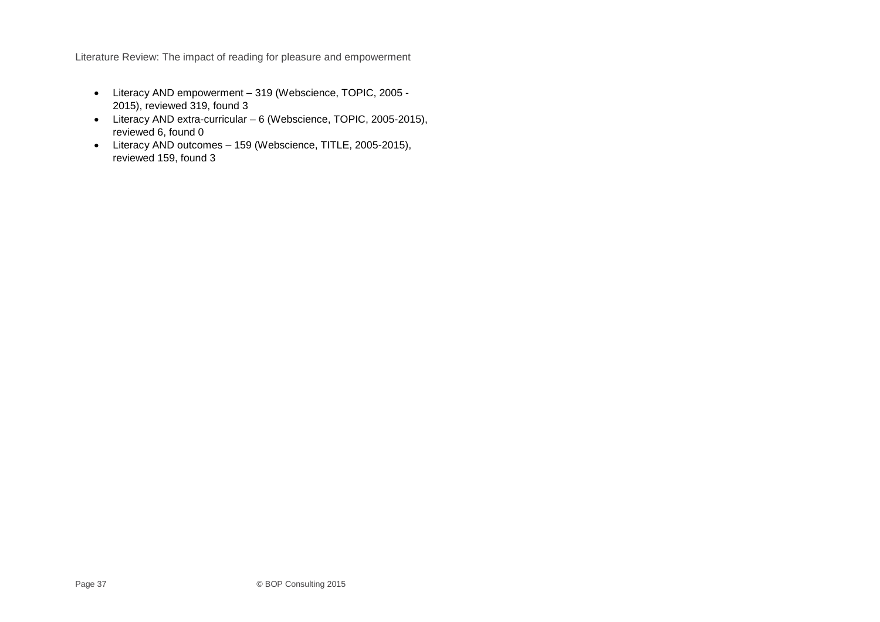- Literacy AND empowerment – 319 (Webscience, TOPIC, 2005 - 2015), reviewed 319, found 3
- Literacy AND extra-curricular – 6 (Webscience, TOPIC, 2005-2015), reviewed 6, found 0
- Literacy AND outcomes – 159 (Webscience, TITLE, 2005-2015), reviewed 159, found 3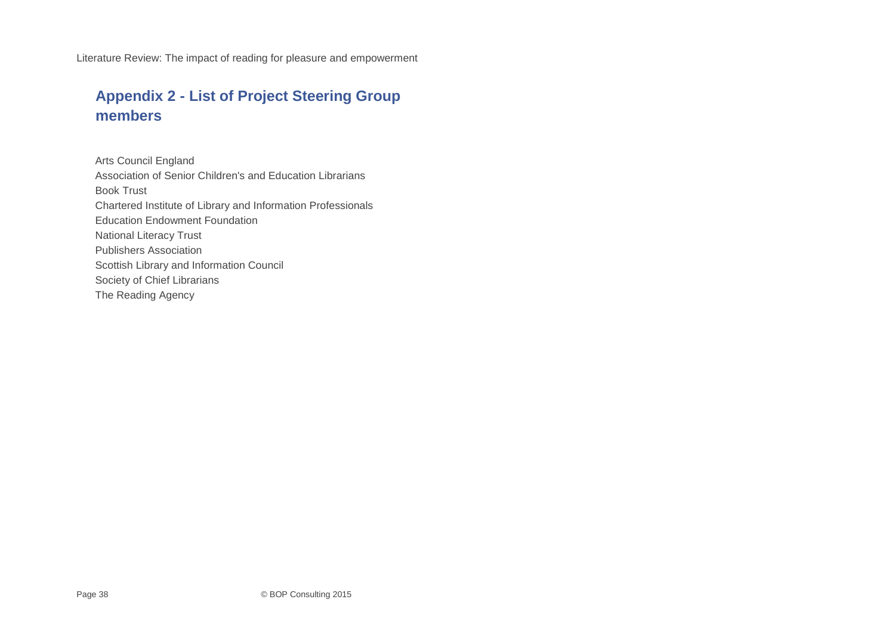## Appendix 2 - List of Project Steering Group members

Arts Council England
Association of Senior Children's and Education Librarians
Book Trust
Chartered Institute of Library and Information Professionals
Education Endowment Foundation
National Literacy Trust
Publishers Association
Scottish Library and Information Council
Society of Chief Librarians
The Reading Agency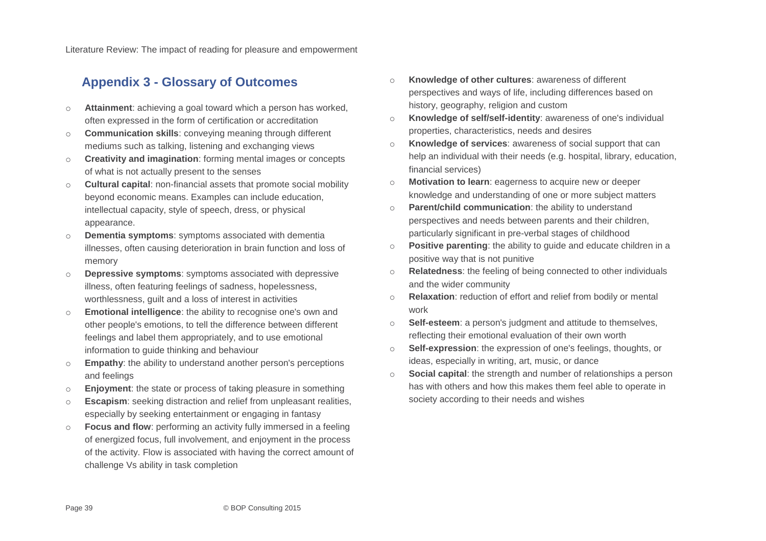## Appendix 3 - Glossary of Outcomes

- **Attainment**: achieving a goal toward which a person has worked, often expressed in the form of certification or accreditation
- **Communication skills**: conveying meaning through different mediums such as talking, listening and exchanging views
- **Creativity and imagination**: forming mental images or concepts of what is not actually present to the senses
- **Cultural capital**: non-financial assets that promote social mobility beyond economic means. Examples can include education, intellectual capacity, style of speech, dress, or physical appearance.
- **Dementia symptoms**: symptoms associated with dementia illnesses, often causing deterioration in brain function and loss of memory
- **Depressive symptoms**: symptoms associated with depressive illness, often featuring feelings of sadness, hopelessness, worthlessness, guilt and a loss of interest in activities
- **Emotional intelligence**: the ability to recognise one's own and other people's emotions, to tell the difference between different feelings and label them appropriately, and to use emotional information to guide thinking and behaviour
- **Empathy**: the ability to understand another person's perceptions and feelings
- **Enjoyment**: the state or process of taking pleasure in something
- **Escapism**: seeking distraction and relief from unpleasant realities, especially by seeking entertainment or engaging in fantasy
- **Focus and flow**: performing an activity fully immersed in a feeling of energized focus, full involvement, and enjoyment in the process of the activity. Flow is associated with having the correct amount of challenge Vs ability in task completion
- **Knowledge of other cultures**: awareness of different perspectives and ways of life, including differences based on history, geography, religion and custom
- **Knowledge of self/self-identity**: awareness of one's individual properties, characteristics, needs and desires
- **Knowledge of services**: awareness of social support that can help an individual with their needs (e.g. hospital, library, education, financial services)
- **Motivation to learn**: eagerness to acquire new or deeper knowledge and understanding of one or more subject matters
- **Parent/child communication**: the ability to understand perspectives and needs between parents and their children, particularly significant in pre-verbal stages of childhood
- **Positive parenting**: the ability to guide and educate children in a positive way that is not punitive
- **Relatedness**: the feeling of being connected to other individuals and the wider community
- **Relaxation**: reduction of effort and relief from bodily or mental work
- **Self-esteem**: a person's judgment and attitude to themselves, reflecting their emotional evaluation of their own worth
- **Self-expression**: the expression of one's feelings, thoughts, or ideas, especially in writing, art, music, or dance
- **Social capital**: the strength and number of relationships a person has with others and how this makes them feel able to operate in society according to their needs and wishes